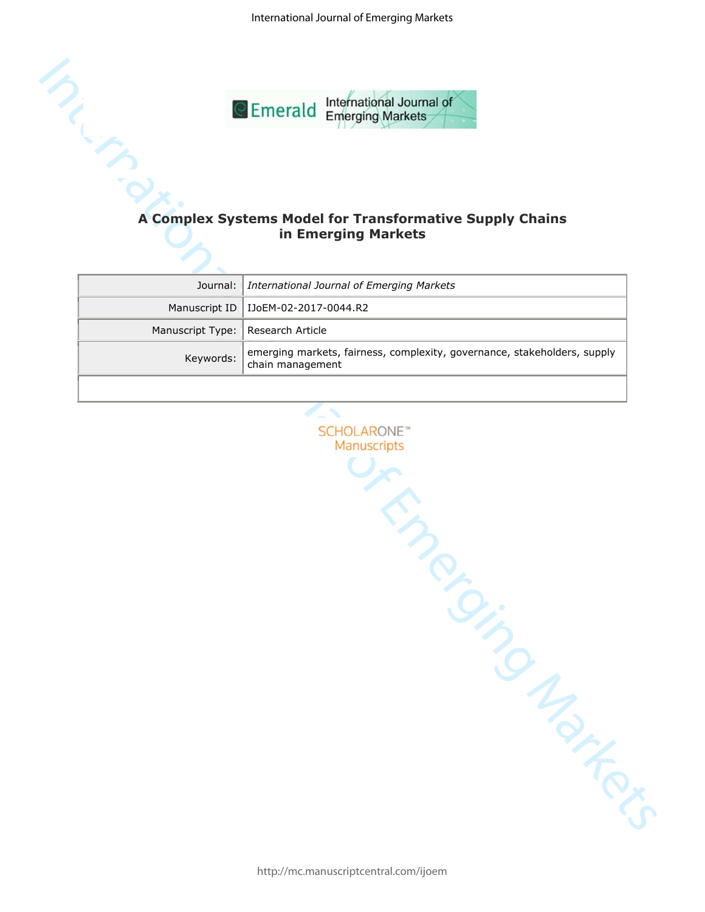# A Complex Systems Model for Transformative Supply Chains in Emerging Markets

| | |
|---|---|
| Journal: | *International Journal of Emerging Markets* |
| Manuscript ID | IJoEM-02-2017-0044.R2 |
| Manuscript Type: | Research Article |
| Keywords: | emerging markets, fairness, complexity, governance, stakeholders, supply chain management |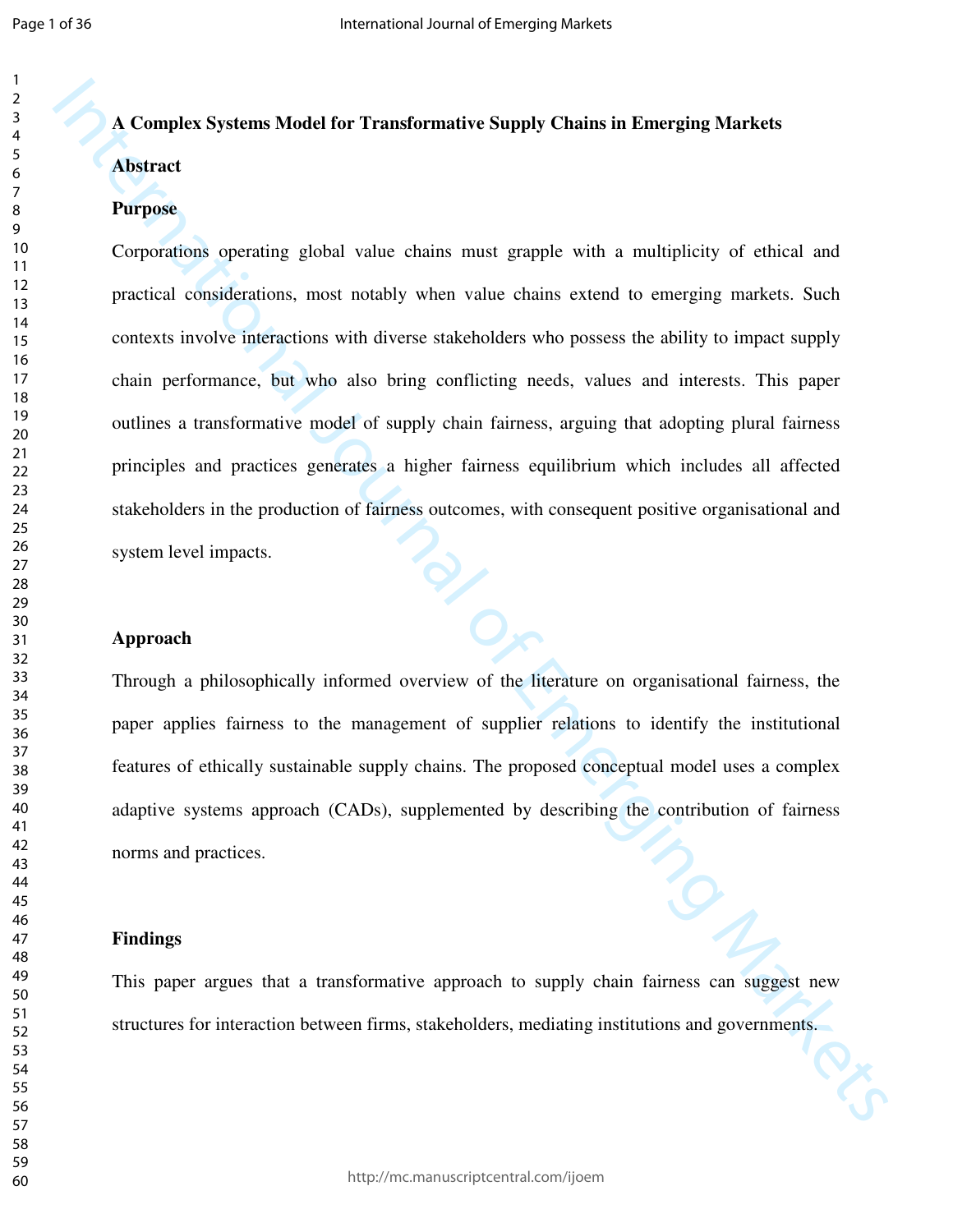# A Complex Systems Model for Transformative Supply Chains in Emerging Markets

## Abstract

### Purpose

Corporations operating global value chains must grapple with a multiplicity of ethical and practical considerations, most notably when value chains extend to emerging markets. Such contexts involve interactions with diverse stakeholders who possess the ability to impact supply chain performance, but who also bring conflicting needs, values and interests. This paper outlines a transformative model of supply chain fairness, arguing that adopting plural fairness principles and practices generates a higher fairness equilibrium which includes all affected stakeholders in the production of fairness outcomes, with consequent positive organisational and system level impacts.

### Approach

Through a philosophically informed overview of the literature on organisational fairness, the paper applies fairness to the management of supplier relations to identify the institutional features of ethically sustainable supply chains. The proposed conceptual model uses a complex adaptive systems approach (CADs), supplemented by describing the contribution of fairness norms and practices.

### Findings

This paper argues that a transformative approach to supply chain fairness can suggest new structures for interaction between firms, stakeholders, mediating institutions and governments.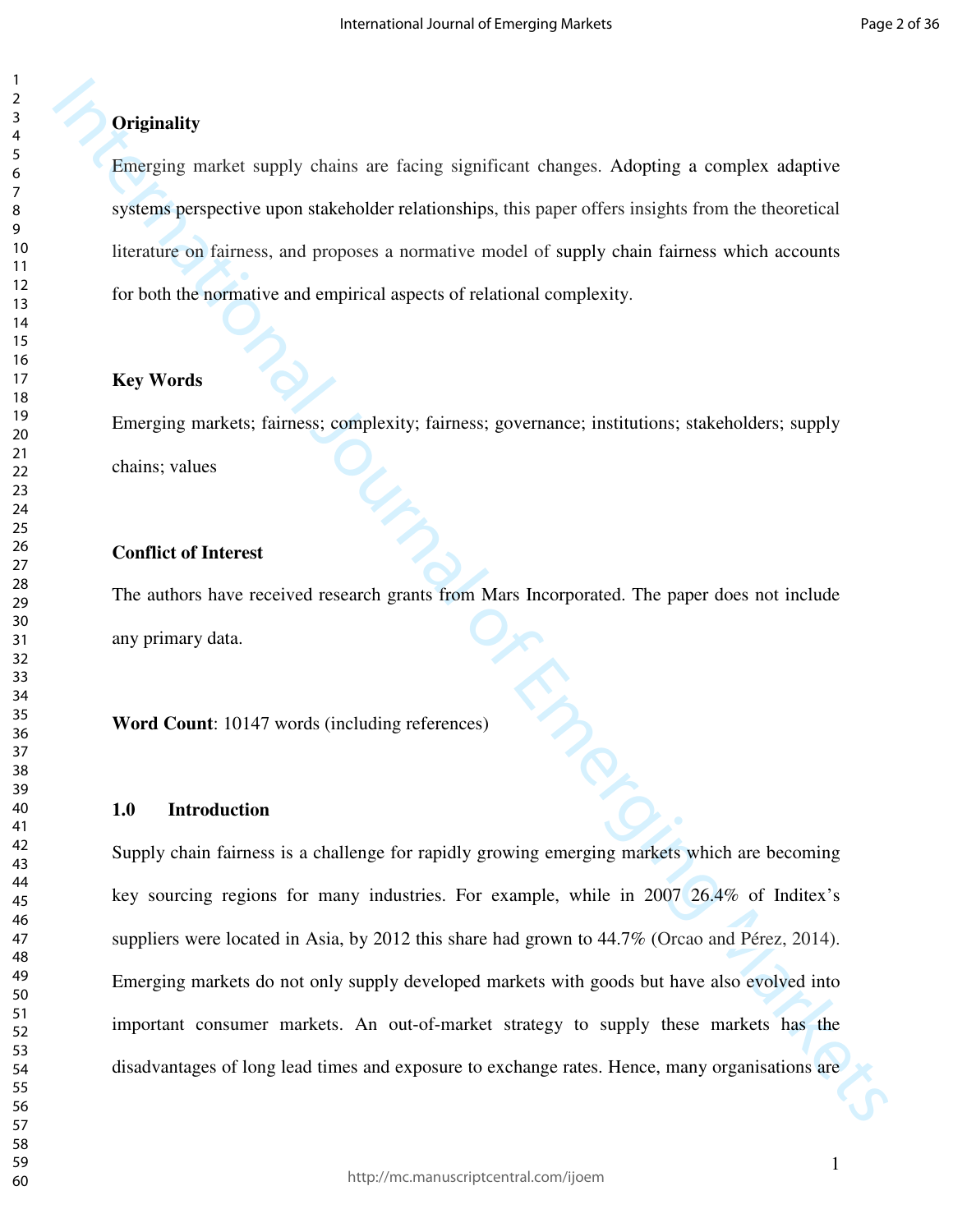**Originality**

Emerging market supply chains are facing significant changes. Adopting a complex adaptive systems perspective upon stakeholder relationships, this paper offers insights from the theoretical literature on fairness, and proposes a normative model of supply chain fairness which accounts for both the normative and empirical aspects of relational complexity.

**Key Words**

Emerging markets; fairness; complexity; fairness; governance; institutions; stakeholders; supply chains; values

**Conflict of Interest**

The authors have received research grants from Mars Incorporated. The paper does not include any primary data.

**Word Count**: 10147 words (including references)

## 1.0 Introduction

Supply chain fairness is a challenge for rapidly growing emerging markets which are becoming key sourcing regions for many industries. For example, while in 2007 26.4% of Inditex's suppliers were located in Asia, by 2012 this share had grown to 44.7% (Orcao and Pérez, 2014). Emerging markets do not only supply developed markets with goods but have also evolved into important consumer markets. An out-of-market strategy to supply these markets has the disadvantages of long lead times and exposure to exchange rates. Hence, many organisations are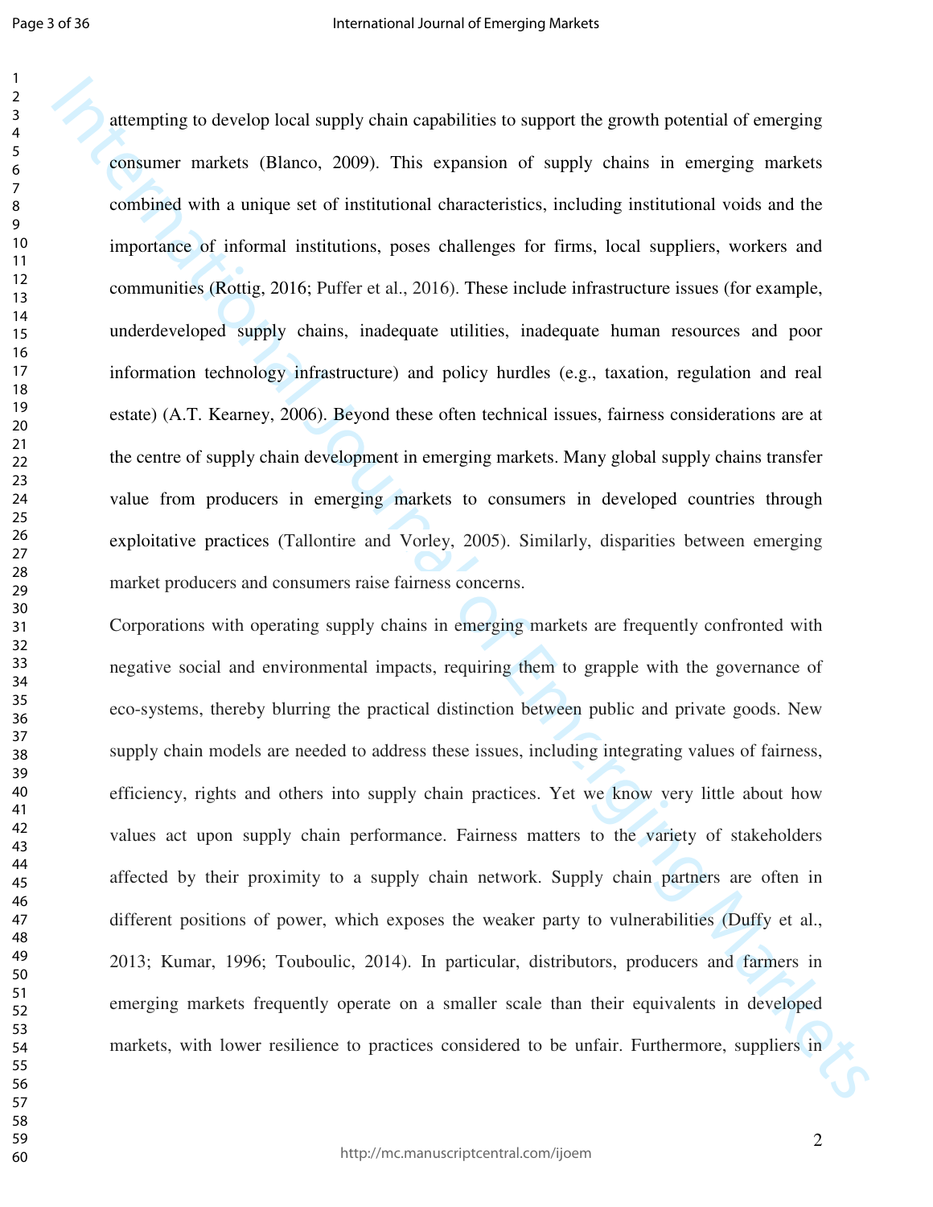attempting to develop local supply chain capabilities to support the growth potential of emerging consumer markets (Blanco, 2009). This expansion of supply chains in emerging markets combined with a unique set of institutional characteristics, including institutional voids and the importance of informal institutions, poses challenges for firms, local suppliers, workers and communities (Rottig, 2016; Puffer et al., 2016). These include infrastructure issues (for example, underdeveloped supply chains, inadequate utilities, inadequate human resources and poor information technology infrastructure) and policy hurdles (e.g., taxation, regulation and real estate) (A.T. Kearney, 2006). Beyond these often technical issues, fairness considerations are at the centre of supply chain development in emerging markets. Many global supply chains transfer value from producers in emerging markets to consumers in developed countries through exploitative practices (Tallontire and Vorley, 2005). Similarly, disparities between emerging market producers and consumers raise fairness concerns.

Corporations with operating supply chains in emerging markets are frequently confronted with negative social and environmental impacts, requiring them to grapple with the governance of eco-systems, thereby blurring the practical distinction between public and private goods. New supply chain models are needed to address these issues, including integrating values of fairness, efficiency, rights and others into supply chain practices. Yet we know very little about how values act upon supply chain performance. Fairness matters to the variety of stakeholders affected by their proximity to a supply chain network. Supply chain partners are often in different positions of power, which exposes the weaker party to vulnerabilities (Duffy et al., 2013; Kumar, 1996; Touboulic, 2014). In particular, distributors, producers and farmers in emerging markets frequently operate on a smaller scale than their equivalents in developed markets, with lower resilience to practices considered to be unfair. Furthermore, suppliers in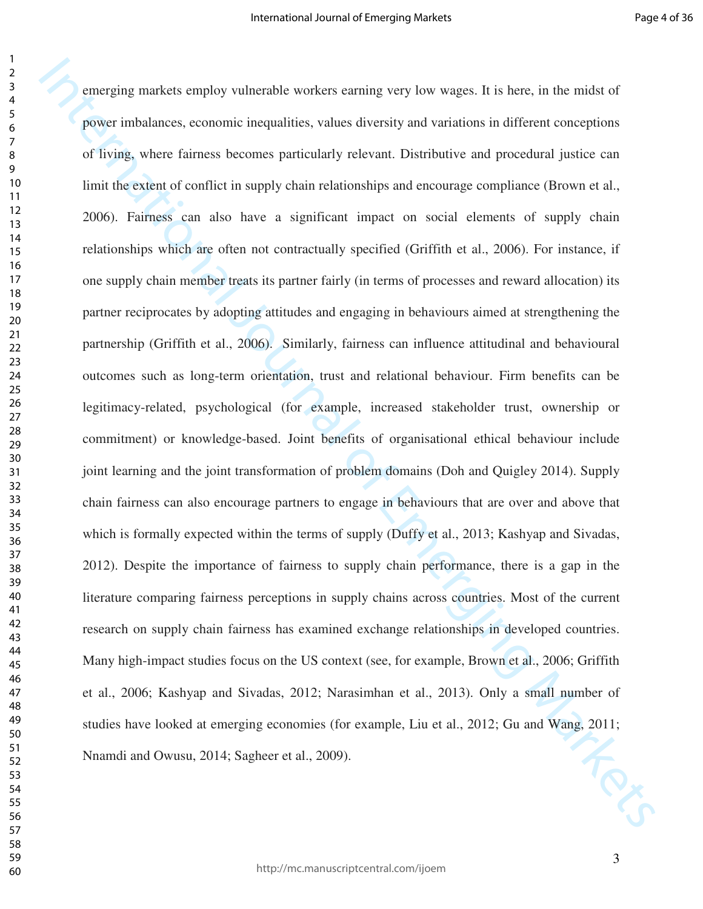emerging markets employ vulnerable workers earning very low wages. It is here, in the midst of power imbalances, economic inequalities, values diversity and variations in different conceptions of living, where fairness becomes particularly relevant. Distributive and procedural justice can limit the extent of conflict in supply chain relationships and encourage compliance (Brown et al., 2006). Fairness can also have a significant impact on social elements of supply chain relationships which are often not contractually specified (Griffith et al., 2006). For instance, if one supply chain member treats its partner fairly (in terms of processes and reward allocation) its partner reciprocates by adopting attitudes and engaging in behaviours aimed at strengthening the partnership (Griffith et al., 2006). Similarly, fairness can influence attitudinal and behavioural outcomes such as long-term orientation, trust and relational behaviour. Firm benefits can be legitimacy-related, psychological (for example, increased stakeholder trust, ownership or commitment) or knowledge-based. Joint benefits of organisational ethical behaviour include joint learning and the joint transformation of problem domains (Doh and Quigley 2014). Supply chain fairness can also encourage partners to engage in behaviours that are over and above that which is formally expected within the terms of supply (Duffy et al., 2013; Kashyap and Sivadas, 2012). Despite the importance of fairness to supply chain performance, there is a gap in the literature comparing fairness perceptions in supply chains across countries. Most of the current research on supply chain fairness has examined exchange relationships in developed countries. Many high-impact studies focus on the US context (see, for example, Brown et al., 2006; Griffith et al., 2006; Kashyap and Sivadas, 2012; Narasimhan et al., 2013). Only a small number of studies have looked at emerging economies (for example, Liu et al., 2012; Gu and Wang, 2011; Nnamdi and Owusu, 2014; Sagheer et al., 2009).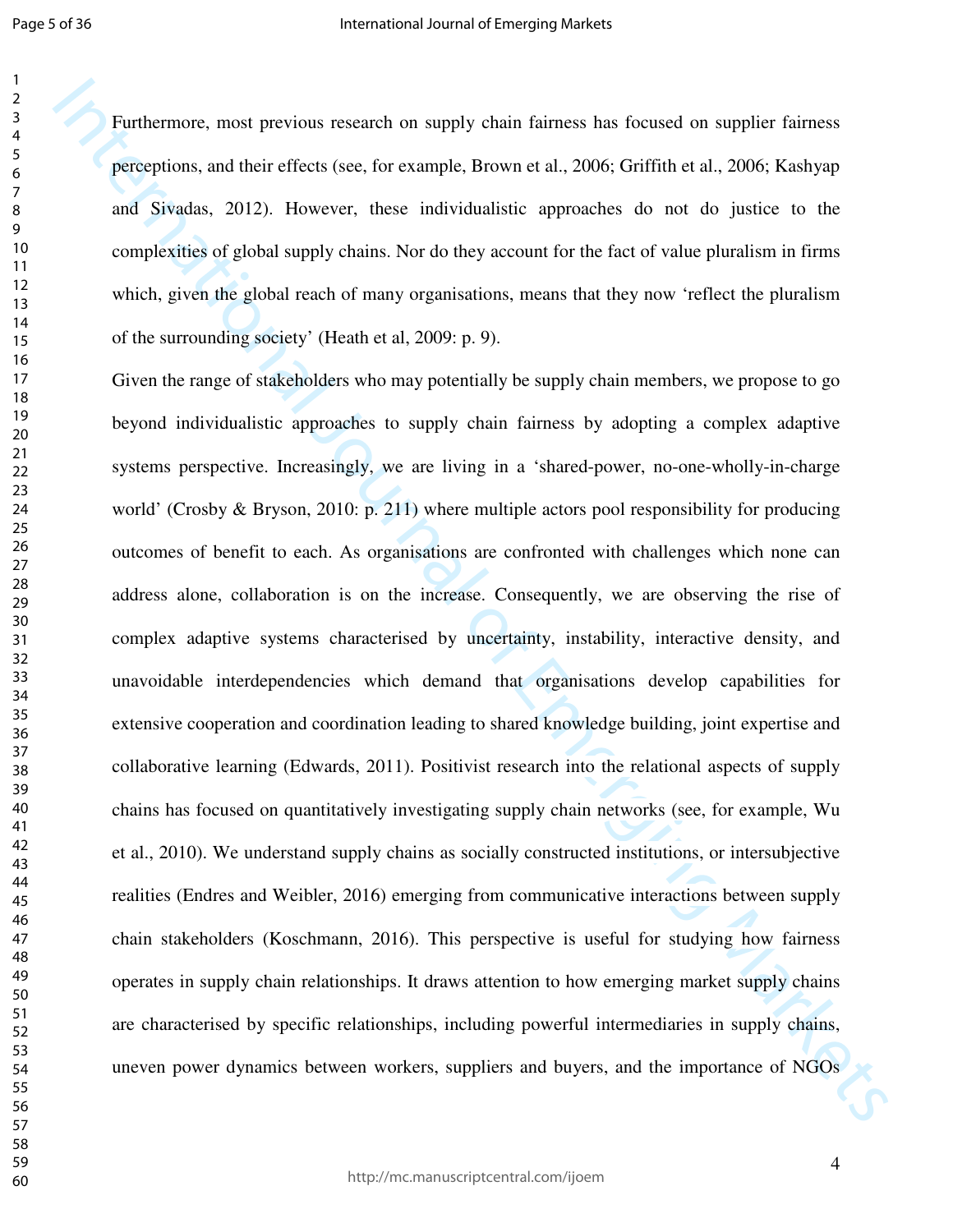Furthermore, most previous research on supply chain fairness has focused on supplier fairness perceptions, and their effects (see, for example, Brown et al., 2006; Griffith et al., 2006; Kashyap and Sivadas, 2012). However, these individualistic approaches do not do justice to the complexities of global supply chains. Nor do they account for the fact of value pluralism in firms which, given the global reach of many organisations, means that they now 'reflect the pluralism of the surrounding society' (Heath et al, 2009: p. 9).

Given the range of stakeholders who may potentially be supply chain members, we propose to go beyond individualistic approaches to supply chain fairness by adopting a complex adaptive systems perspective. Increasingly, we are living in a 'shared-power, no-one-wholly-in-charge world' (Crosby & Bryson, 2010: p. 211) where multiple actors pool responsibility for producing outcomes of benefit to each. As organisations are confronted with challenges which none can address alone, collaboration is on the increase. Consequently, we are observing the rise of complex adaptive systems characterised by uncertainty, instability, interactive density, and unavoidable interdependencies which demand that organisations develop capabilities for extensive cooperation and coordination leading to shared knowledge building, joint expertise and collaborative learning (Edwards, 2011). Positivist research into the relational aspects of supply chains has focused on quantitatively investigating supply chain networks (see, for example, Wu et al., 2010). We understand supply chains as socially constructed institutions, or intersubjective realities (Endres and Weibler, 2016) emerging from communicative interactions between supply chain stakeholders (Koschmann, 2016). This perspective is useful for studying how fairness operates in supply chain relationships. It draws attention to how emerging market supply chains are characterised by specific relationships, including powerful intermediaries in supply chains, uneven power dynamics between workers, suppliers and buyers, and the importance of NGOs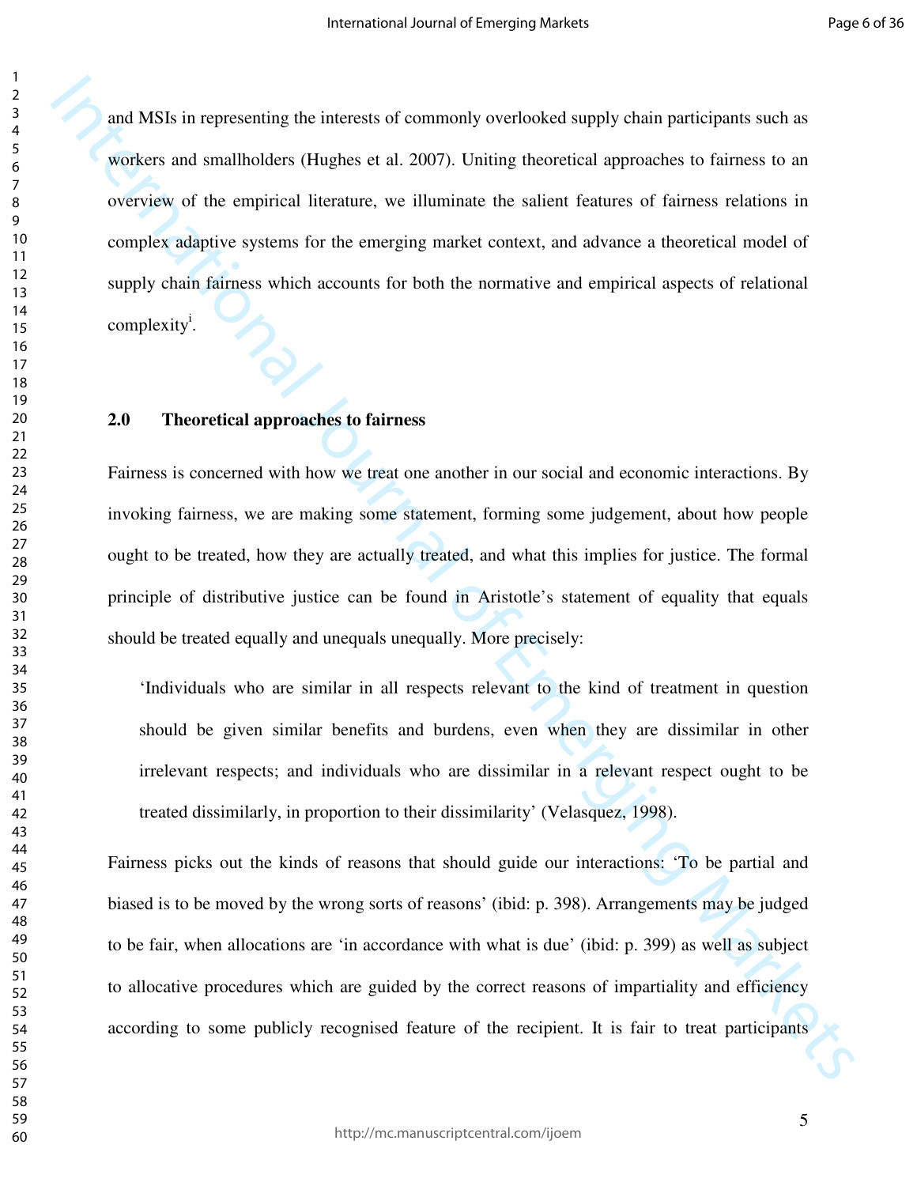and MSIs in representing the interests of commonly overlooked supply chain participants such as workers and smallholders (Hughes et al. 2007). Uniting theoretical approaches to fairness to an overview of the empirical literature, we illuminate the salient features of fairness relations in complex adaptive systems for the emerging market context, and advance a theoretical model of supply chain fairness which accounts for both the normative and empirical aspects of relational complexity[i].

## 2.0 Theoretical approaches to fairness

Fairness is concerned with how we treat one another in our social and economic interactions. By invoking fairness, we are making some statement, forming some judgement, about how people ought to be treated, how they are actually treated, and what this implies for justice. The formal principle of distributive justice can be found in Aristotle's statement of equality that equals should be treated equally and unequals unequally. More precisely:

> 'Individuals who are similar in all respects relevant to the kind of treatment in question should be given similar benefits and burdens, even when they are dissimilar in other irrelevant respects; and individuals who are dissimilar in a relevant respect ought to be treated dissimilarly, in proportion to their dissimilarity' (Velasquez, 1998).

Fairness picks out the kinds of reasons that should guide our interactions: 'To be partial and biased is to be moved by the wrong sorts of reasons' (ibid: p. 398). Arrangements may be judged to be fair, when allocations are 'in accordance with what is due' (ibid: p. 399) as well as subject to allocative procedures which are guided by the correct reasons of impartiality and efficiency according to some publicly recognised feature of the recipient. It is fair to treat participants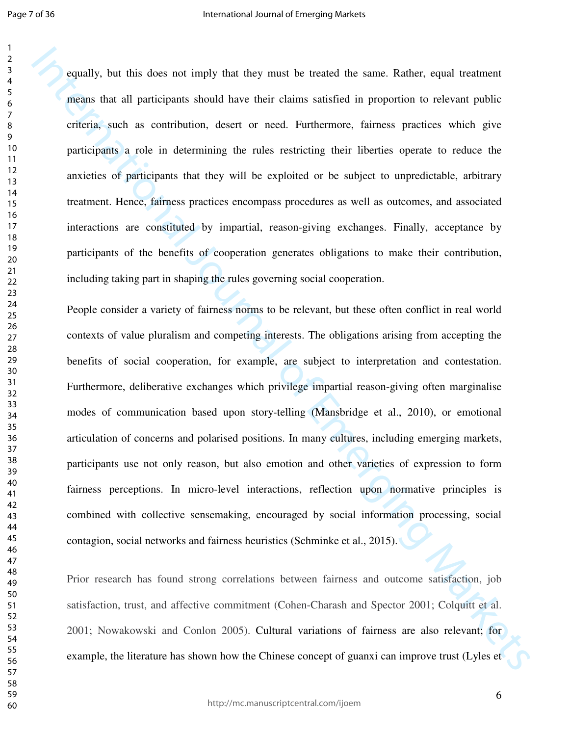equally, but this does not imply that they must be treated the same. Rather, equal treatment means that all participants should have their claims satisfied in proportion to relevant public criteria, such as contribution, desert or need. Furthermore, fairness practices which give participants a role in determining the rules restricting their liberties operate to reduce the anxieties of participants that they will be exploited or be subject to unpredictable, arbitrary treatment. Hence, fairness practices encompass procedures as well as outcomes, and associated interactions are constituted by impartial, reason-giving exchanges. Finally, acceptance by participants of the benefits of cooperation generates obligations to make their contribution, including taking part in shaping the rules governing social cooperation.

People consider a variety of fairness norms to be relevant, but these often conflict in real world contexts of value pluralism and competing interests. The obligations arising from accepting the benefits of social cooperation, for example, are subject to interpretation and contestation. Furthermore, deliberative exchanges which privilege impartial reason-giving often marginalise modes of communication based upon story-telling (Mansbridge et al., 2010), or emotional articulation of concerns and polarised positions. In many cultures, including emerging markets, participants use not only reason, but also emotion and other varieties of expression to form fairness perceptions. In micro-level interactions, reflection upon normative principles is combined with collective sensemaking, encouraged by social information processing, social contagion, social networks and fairness heuristics (Schminke et al., 2015).

Prior research has found strong correlations between fairness and outcome satisfaction, job satisfaction, trust, and affective commitment (Cohen-Charash and Spector 2001; Colquitt et al. 2001; Nowakowski and Conlon 2005). Cultural variations of fairness are also relevant; for example, the literature has shown how the Chinese concept of guanxi can improve trust (Lyles et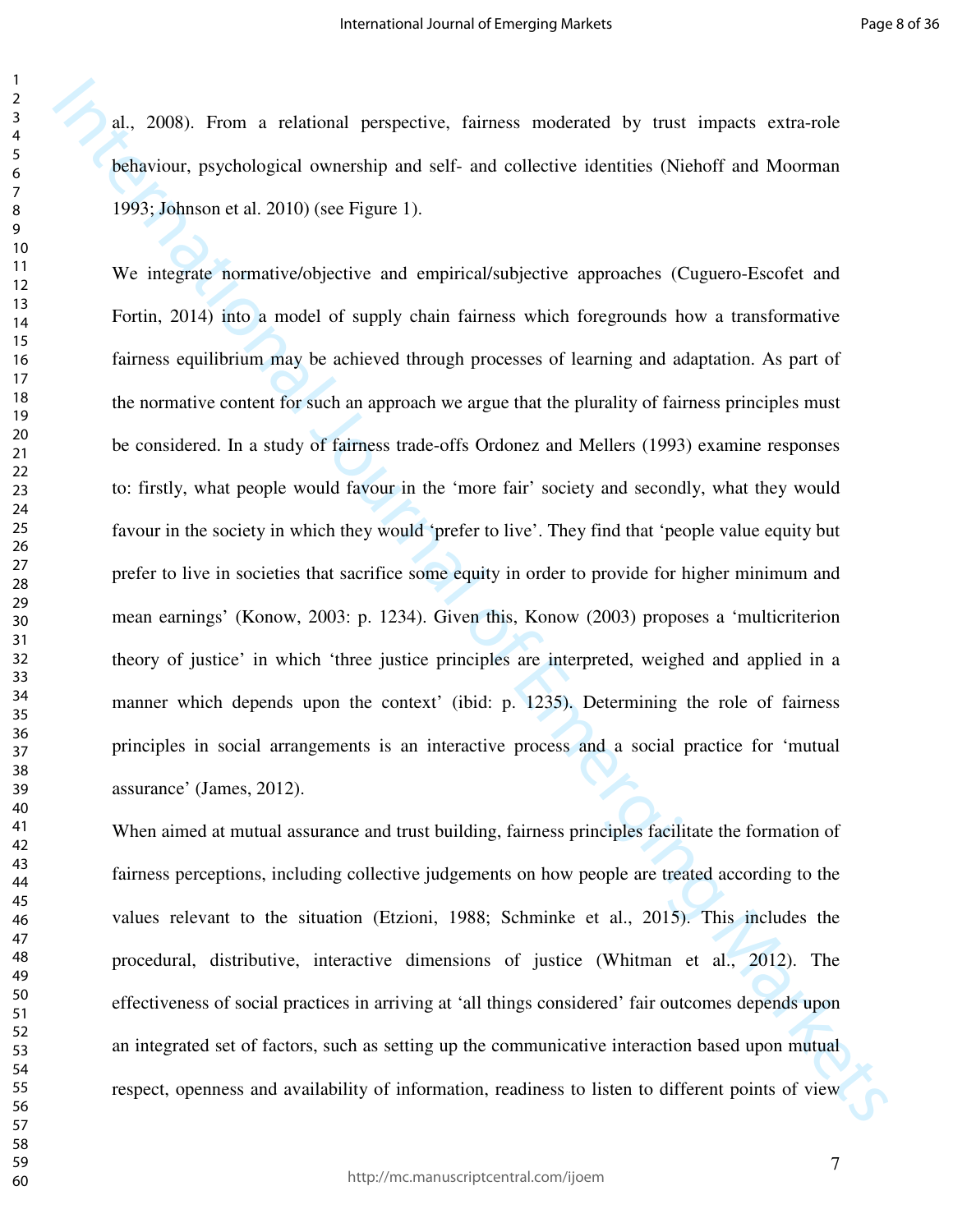al., 2008). From a relational perspective, fairness moderated by trust impacts extra-role behaviour, psychological ownership and self- and collective identities (Niehoff and Moorman 1993; Johnson et al. 2010) (see Figure 1).

We integrate normative/objective and empirical/subjective approaches (Cuguero-Escofet and Fortin, 2014) into a model of supply chain fairness which foregrounds how a transformative fairness equilibrium may be achieved through processes of learning and adaptation. As part of the normative content for such an approach we argue that the plurality of fairness principles must be considered. In a study of fairness trade-offs Ordonez and Mellers (1993) examine responses to: firstly, what people would favour in the 'more fair' society and secondly, what they would favour in the society in which they would 'prefer to live'. They find that 'people value equity but prefer to live in societies that sacrifice some equity in order to provide for higher minimum and mean earnings' (Konow, 2003: p. 1234). Given this, Konow (2003) proposes a 'multicriterion theory of justice' in which 'three justice principles are interpreted, weighed and applied in a manner which depends upon the context' (ibid: p. 1235). Determining the role of fairness principles in social arrangements is an interactive process and a social practice for 'mutual assurance' (James, 2012).

When aimed at mutual assurance and trust building, fairness principles facilitate the formation of fairness perceptions, including collective judgements on how people are treated according to the values relevant to the situation (Etzioni, 1988; Schminke et al., 2015). This includes the procedural, distributive, interactive dimensions of justice (Whitman et al., 2012). The effectiveness of social practices in arriving at 'all things considered' fair outcomes depends upon an integrated set of factors, such as setting up the communicative interaction based upon mutual respect, openness and availability of information, readiness to listen to different points of view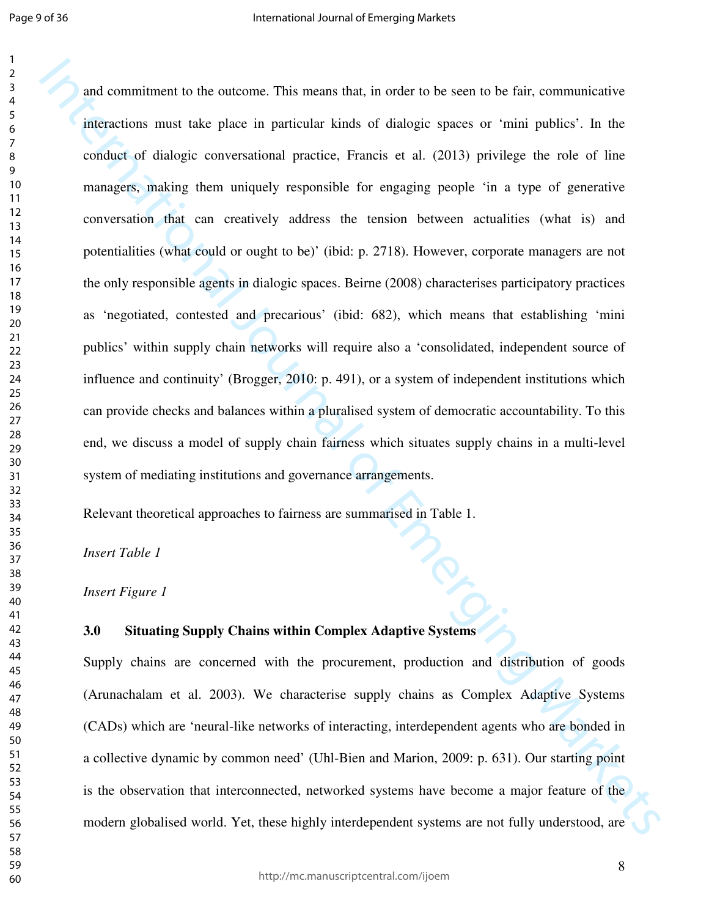and commitment to the outcome. This means that, in order to be seen to be fair, communicative interactions must take place in particular kinds of dialogic spaces or 'mini publics'. In the conduct of dialogic conversational practice, Francis et al. (2013) privilege the role of line managers, making them uniquely responsible for engaging people 'in a type of generative conversation that can creatively address the tension between actualities (what is) and potentialities (what could or ought to be)' (ibid: p. 2718). However, corporate managers are not the only responsible agents in dialogic spaces. Beirne (2008) characterises participatory practices as 'negotiated, contested and precarious' (ibid: 682), which means that establishing 'mini publics' within supply chain networks will require also a 'consolidated, independent source of influence and continuity' (Brogger, 2010: p. 491), or a system of independent institutions which can provide checks and balances within a pluralised system of democratic accountability. To this end, we discuss a model of supply chain fairness which situates supply chains in a multi-level system of mediating institutions and governance arrangements.

Relevant theoretical approaches to fairness are summarised in Table 1.

*Insert Table 1*

*Insert Figure 1*

## 3.0 Situating Supply Chains within Complex Adaptive Systems

Supply chains are concerned with the procurement, production and distribution of goods (Arunachalam et al. 2003). We characterise supply chains as Complex Adaptive Systems (CADs) which are 'neural-like networks of interacting, interdependent agents who are bonded in a collective dynamic by common need' (Uhl-Bien and Marion, 2009: p. 631). Our starting point is the observation that interconnected, networked systems have become a major feature of the modern globalised world. Yet, these highly interdependent systems are not fully understood, are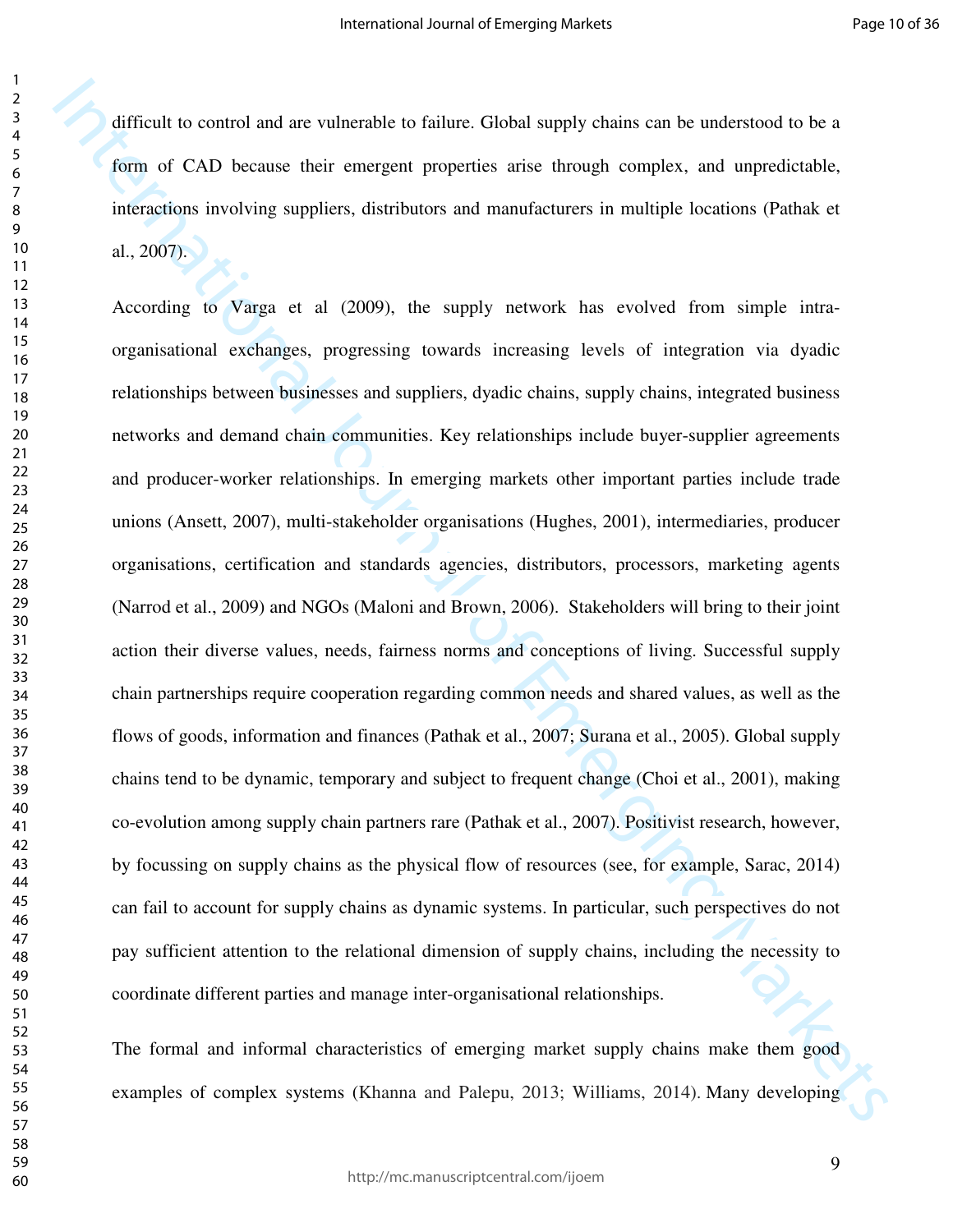difficult to control and are vulnerable to failure. Global supply chains can be understood to be a form of CAD because their emergent properties arise through complex, and unpredictable, interactions involving suppliers, distributors and manufacturers in multiple locations (Pathak et al., 2007).

According to Varga et al (2009), the supply network has evolved from simple intra-organisational exchanges, progressing towards increasing levels of integration via dyadic relationships between businesses and suppliers, dyadic chains, supply chains, integrated business networks and demand chain communities. Key relationships include buyer-supplier agreements and producer-worker relationships. In emerging markets other important parties include trade unions (Ansett, 2007), multi-stakeholder organisations (Hughes, 2001), intermediaries, producer organisations, certification and standards agencies, distributors, processors, marketing agents (Narrod et al., 2009) and NGOs (Maloni and Brown, 2006). Stakeholders will bring to their joint action their diverse values, needs, fairness norms and conceptions of living. Successful supply chain partnerships require cooperation regarding common needs and shared values, as well as the flows of goods, information and finances (Pathak et al., 2007; Surana et al., 2005). Global supply chains tend to be dynamic, temporary and subject to frequent change (Choi et al., 2001), making co-evolution among supply chain partners rare (Pathak et al., 2007). Positivist research, however, by focussing on supply chains as the physical flow of resources (see, for example, Sarac, 2014) can fail to account for supply chains as dynamic systems. In particular, such perspectives do not pay sufficient attention to the relational dimension of supply chains, including the necessity to coordinate different parties and manage inter-organisational relationships.

The formal and informal characteristics of emerging market supply chains make them good examples of complex systems (Khanna and Palepu, 2013; Williams, 2014). Many developing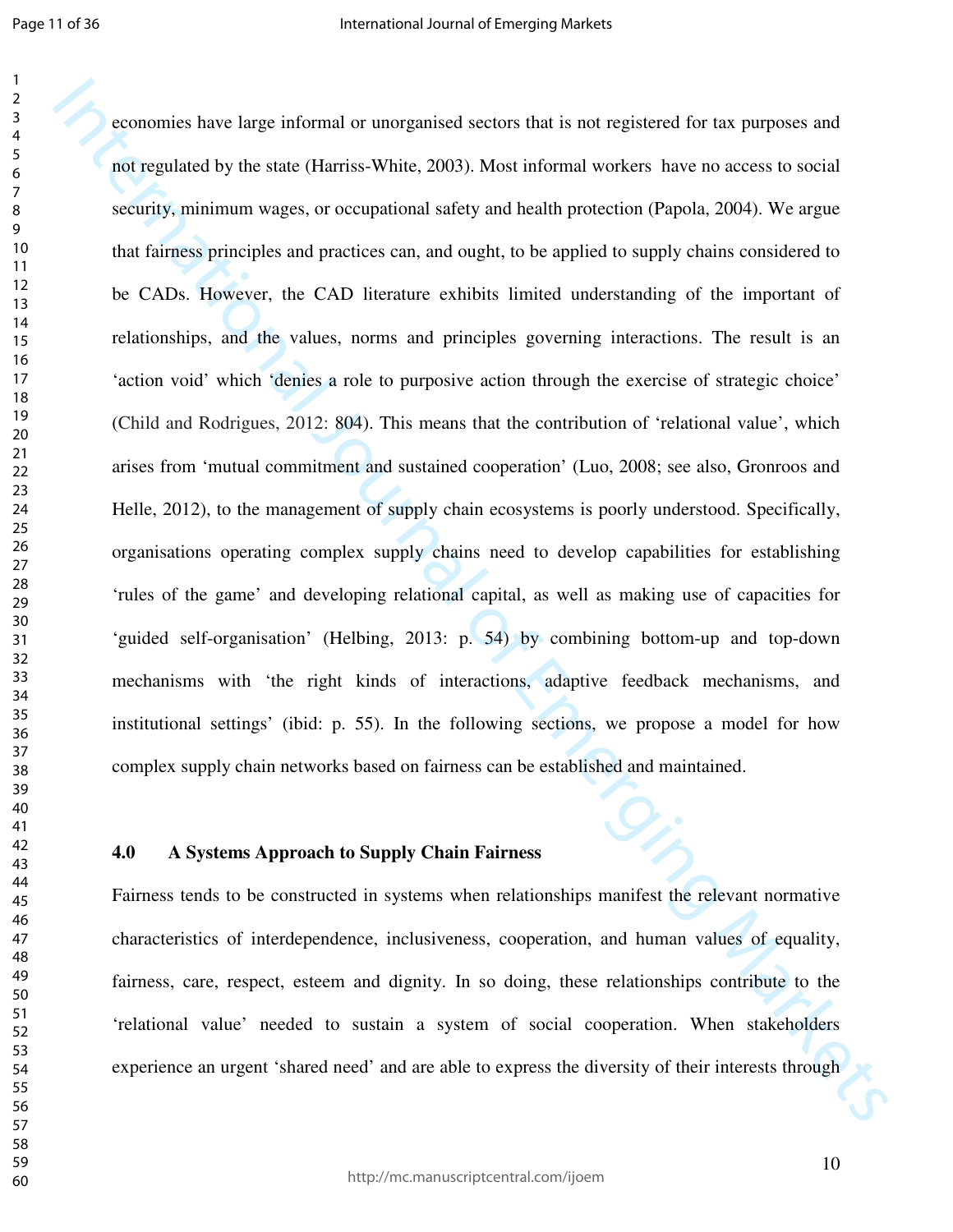economies have large informal or unorganised sectors that is not registered for tax purposes and not regulated by the state (Harriss-White, 2003). Most informal workers have no access to social security, minimum wages, or occupational safety and health protection (Papola, 2004). We argue that fairness principles and practices can, and ought, to be applied to supply chains considered to be CADs. However, the CAD literature exhibits limited understanding of the important of relationships, and the values, norms and principles governing interactions. The result is an 'action void' which 'denies a role to purposive action through the exercise of strategic choice' (Child and Rodrigues, 2012: 804). This means that the contribution of 'relational value', which arises from 'mutual commitment and sustained cooperation' (Luo, 2008; see also, Gronroos and Helle, 2012), to the management of supply chain ecosystems is poorly understood. Specifically, organisations operating complex supply chains need to develop capabilities for establishing 'rules of the game' and developing relational capital, as well as making use of capacities for 'guided self-organisation' (Helbing, 2013: p. 54) by combining bottom-up and top-down mechanisms with 'the right kinds of interactions, adaptive feedback mechanisms, and institutional settings' (ibid: p. 55). In the following sections, we propose a model for how complex supply chain networks based on fairness can be established and maintained.

## 4.0 A Systems Approach to Supply Chain Fairness

Fairness tends to be constructed in systems when relationships manifest the relevant normative characteristics of interdependence, inclusiveness, cooperation, and human values of equality, fairness, care, respect, esteem and dignity. In so doing, these relationships contribute to the 'relational value' needed to sustain a system of social cooperation. When stakeholders experience an urgent 'shared need' and are able to express the diversity of their interests through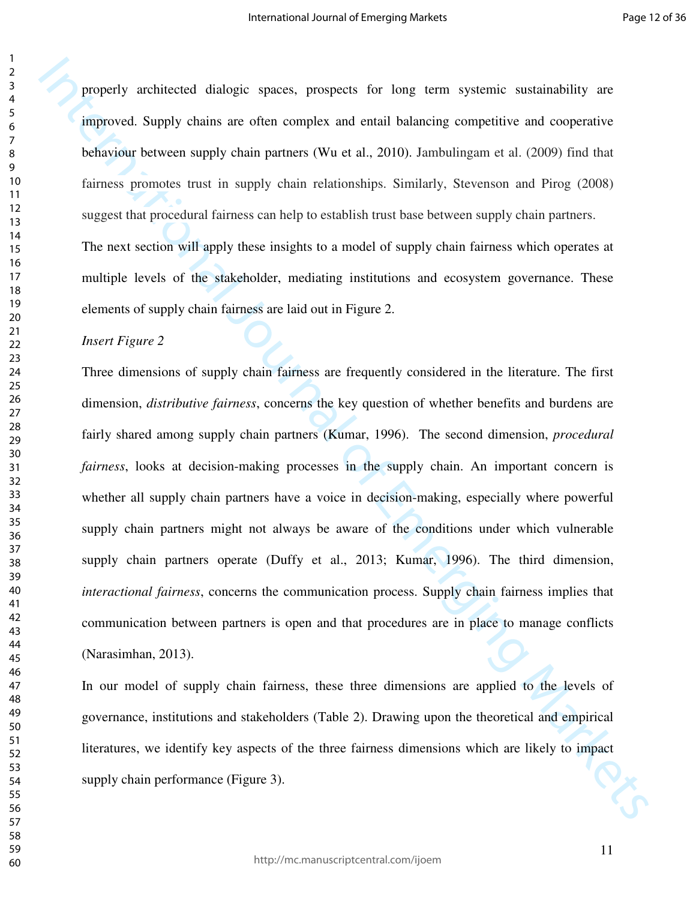properly architected dialogic spaces, prospects for long term systemic sustainability are improved. Supply chains are often complex and entail balancing competitive and cooperative behaviour between supply chain partners (Wu et al., 2010). Jambulingam et al. (2009) find that fairness promotes trust in supply chain relationships. Similarly, Stevenson and Pirog (2008) suggest that procedural fairness can help to establish trust base between supply chain partners.

The next section will apply these insights to a model of supply chain fairness which operates at multiple levels of the stakeholder, mediating institutions and ecosystem governance. These elements of supply chain fairness are laid out in Figure 2.

*Insert Figure 2*

Three dimensions of supply chain fairness are frequently considered in the literature. The first dimension, *distributive fairness*, concerns the key question of whether benefits and burdens are fairly shared among supply chain partners (Kumar, 1996). The second dimension, *procedural fairness*, looks at decision-making processes in the supply chain. An important concern is whether all supply chain partners have a voice in decision-making, especially where powerful supply chain partners might not always be aware of the conditions under which vulnerable supply chain partners operate (Duffy et al., 2013; Kumar, 1996). The third dimension, *interactional fairness*, concerns the communication process. Supply chain fairness implies that communication between partners is open and that procedures are in place to manage conflicts (Narasimhan, 2013).

In our model of supply chain fairness, these three dimensions are applied to the levels of governance, institutions and stakeholders (Table 2). Drawing upon the theoretical and empirical literatures, we identify key aspects of the three fairness dimensions which are likely to impact supply chain performance (Figure 3).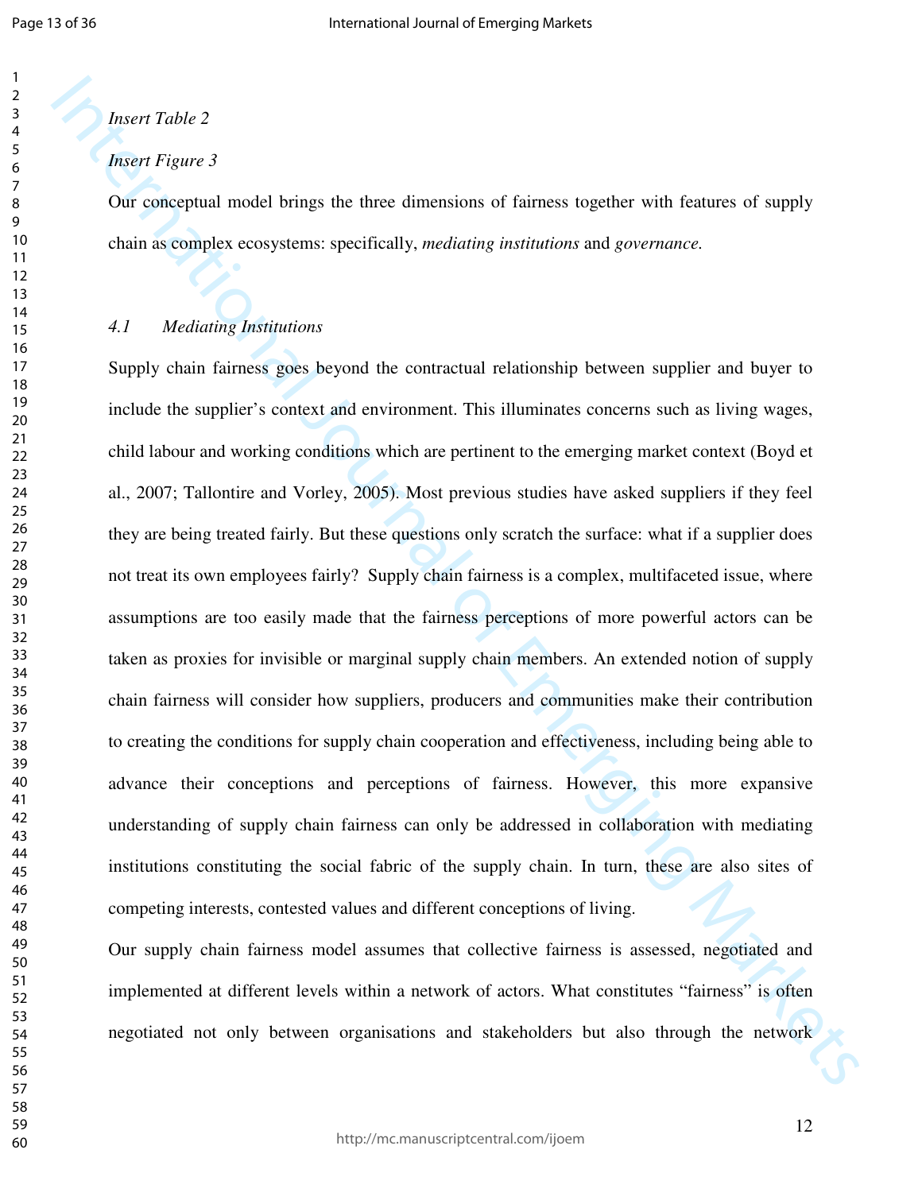*Insert Table 2*

*Insert Figure 3*

Our conceptual model brings the three dimensions of fairness together with features of supply chain as complex ecosystems: specifically, *mediating institutions* and *governance.*

### *4.1 Mediating Institutions*

Supply chain fairness goes beyond the contractual relationship between supplier and buyer to include the supplier's context and environment. This illuminates concerns such as living wages, child labour and working conditions which are pertinent to the emerging market context (Boyd et al., 2007; Tallontire and Vorley, 2005). Most previous studies have asked suppliers if they feel they are being treated fairly. But these questions only scratch the surface: what if a supplier does not treat its own employees fairly? Supply chain fairness is a complex, multifaceted issue, where assumptions are too easily made that the fairness perceptions of more powerful actors can be taken as proxies for invisible or marginal supply chain members. An extended notion of supply chain fairness will consider how suppliers, producers and communities make their contribution to creating the conditions for supply chain cooperation and effectiveness, including being able to advance their conceptions and perceptions of fairness. However, this more expansive understanding of supply chain fairness can only be addressed in collaboration with mediating institutions constituting the social fabric of the supply chain. In turn, these are also sites of competing interests, contested values and different conceptions of living.

Our supply chain fairness model assumes that collective fairness is assessed, negotiated and implemented at different levels within a network of actors. What constitutes "fairness" is often negotiated not only between organisations and stakeholders but also through the network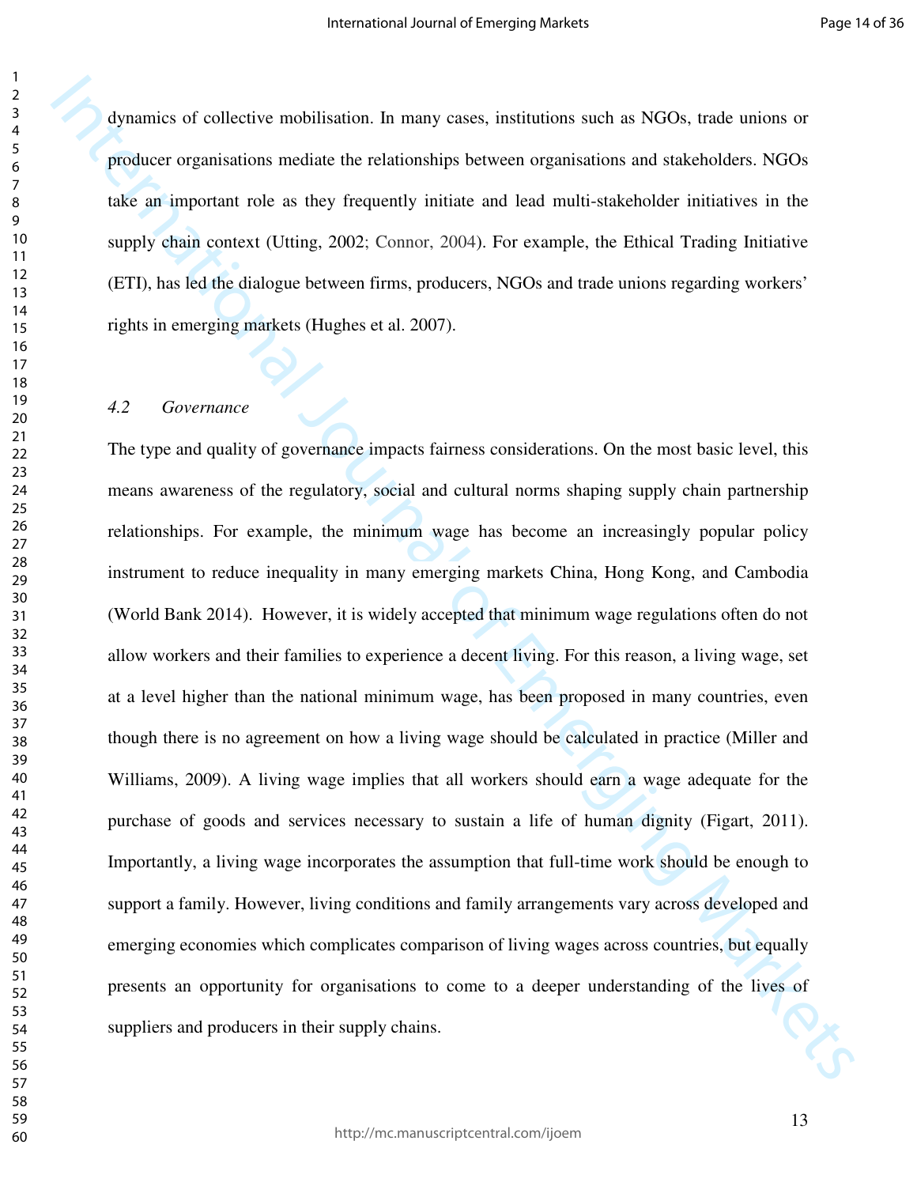dynamics of collective mobilisation. In many cases, institutions such as NGOs, trade unions or producer organisations mediate the relationships between organisations and stakeholders. NGOs take an important role as they frequently initiate and lead multi-stakeholder initiatives in the supply chain context (Utting, 2002; Connor, 2004). For example, the Ethical Trading Initiative (ETI), has led the dialogue between firms, producers, NGOs and trade unions regarding workers' rights in emerging markets (Hughes et al. 2007).

### *4.2 Governance*

The type and quality of governance impacts fairness considerations. On the most basic level, this means awareness of the regulatory, social and cultural norms shaping supply chain partnership relationships. For example, the minimum wage has become an increasingly popular policy instrument to reduce inequality in many emerging markets China, Hong Kong, and Cambodia (World Bank 2014). However, it is widely accepted that minimum wage regulations often do not allow workers and their families to experience a decent living. For this reason, a living wage, set at a level higher than the national minimum wage, has been proposed in many countries, even though there is no agreement on how a living wage should be calculated in practice (Miller and Williams, 2009). A living wage implies that all workers should earn a wage adequate for the purchase of goods and services necessary to sustain a life of human dignity (Figart, 2011). Importantly, a living wage incorporates the assumption that full-time work should be enough to support a family. However, living conditions and family arrangements vary across developed and emerging economies which complicates comparison of living wages across countries, but equally presents an opportunity for organisations to come to a deeper understanding of the lives of suppliers and producers in their supply chains.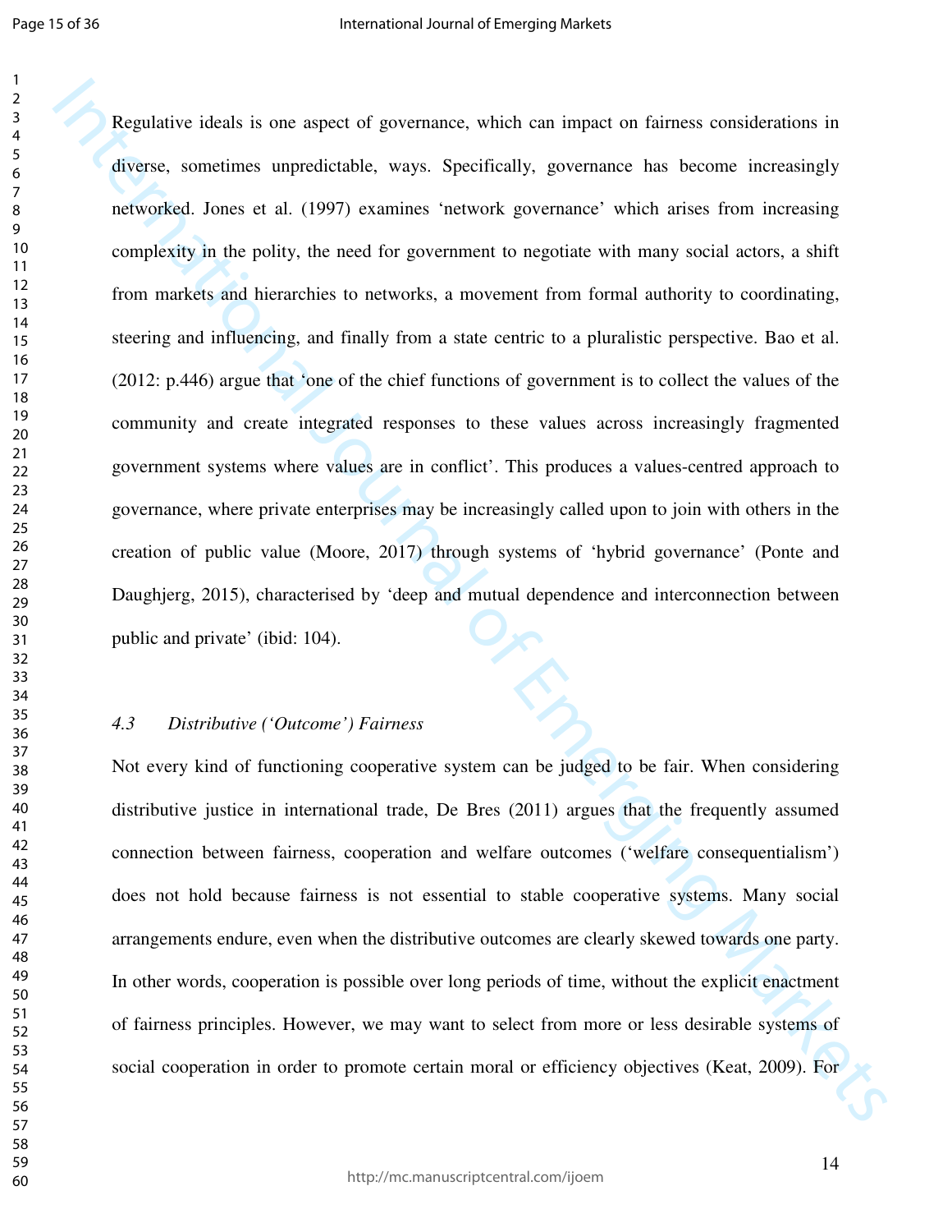Regulative ideals is one aspect of governance, which can impact on fairness considerations in diverse, sometimes unpredictable, ways. Specifically, governance has become increasingly networked. Jones et al. (1997) examines 'network governance' which arises from increasing complexity in the polity, the need for government to negotiate with many social actors, a shift from markets and hierarchies to networks, a movement from formal authority to coordinating, steering and influencing, and finally from a state centric to a pluralistic perspective. Bao et al. (2012: p.446) argue that 'one of the chief functions of government is to collect the values of the community and create integrated responses to these values across increasingly fragmented government systems where values are in conflict'. This produces a values-centred approach to governance, where private enterprises may be increasingly called upon to join with others in the creation of public value (Moore, 2017) through systems of 'hybrid governance' (Ponte and Daughjerg, 2015), characterised by 'deep and mutual dependence and interconnection between public and private' (ibid: 104).

### *4.3 Distributive ('Outcome') Fairness*

Not every kind of functioning cooperative system can be judged to be fair. When considering distributive justice in international trade, De Bres (2011) argues that the frequently assumed connection between fairness, cooperation and welfare outcomes ('welfare consequentialism') does not hold because fairness is not essential to stable cooperative systems. Many social arrangements endure, even when the distributive outcomes are clearly skewed towards one party. In other words, cooperation is possible over long periods of time, without the explicit enactment of fairness principles. However, we may want to select from more or less desirable systems of social cooperation in order to promote certain moral or efficiency objectives (Keat, 2009). For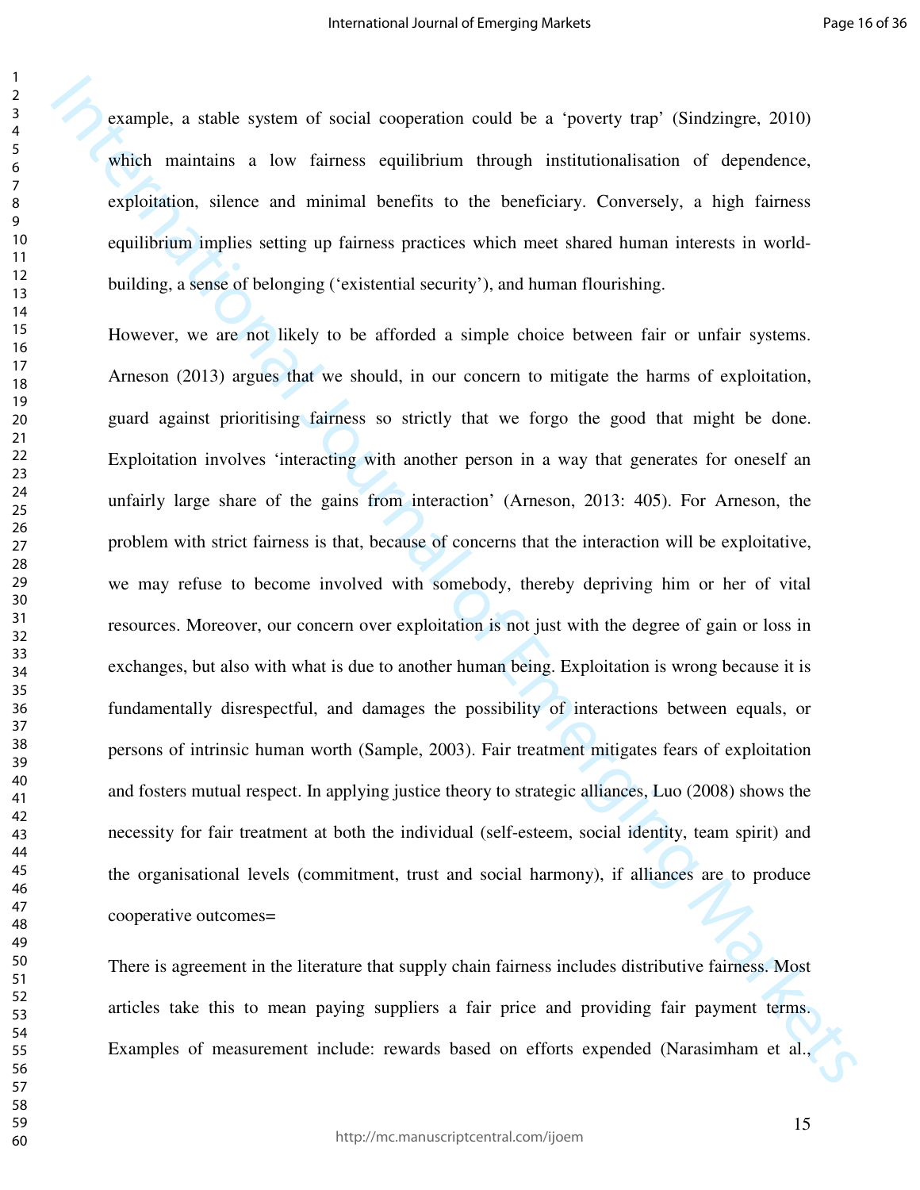example, a stable system of social cooperation could be a 'poverty trap' (Sindzingre, 2010) which maintains a low fairness equilibrium through institutionalisation of dependence, exploitation, silence and minimal benefits to the beneficiary. Conversely, a high fairness equilibrium implies setting up fairness practices which meet shared human interests in world-building, a sense of belonging ('existential security'), and human flourishing.

However, we are not likely to be afforded a simple choice between fair or unfair systems. Arneson (2013) argues that we should, in our concern to mitigate the harms of exploitation, guard against prioritising fairness so strictly that we forgo the good that might be done. Exploitation involves 'interacting with another person in a way that generates for oneself an unfairly large share of the gains from interaction' (Arneson, 2013: 405). For Arneson, the problem with strict fairness is that, because of concerns that the interaction will be exploitative, we may refuse to become involved with somebody, thereby depriving him or her of vital resources. Moreover, our concern over exploitation is not just with the degree of gain or loss in exchanges, but also with what is due to another human being. Exploitation is wrong because it is fundamentally disrespectful, and damages the possibility of interactions between equals, or persons of intrinsic human worth (Sample, 2003). Fair treatment mitigates fears of exploitation and fosters mutual respect. In applying justice theory to strategic alliances, Luo (2008) shows the necessity for fair treatment at both the individual (self-esteem, social identity, team spirit) and the organisational levels (commitment, trust and social harmony), if alliances are to produce cooperative outcomes=

There is agreement in the literature that supply chain fairness includes distributive fairness. Most articles take this to mean paying suppliers a fair price and providing fair payment terms. Examples of measurement include: rewards based on efforts expended (Narasimham et al.,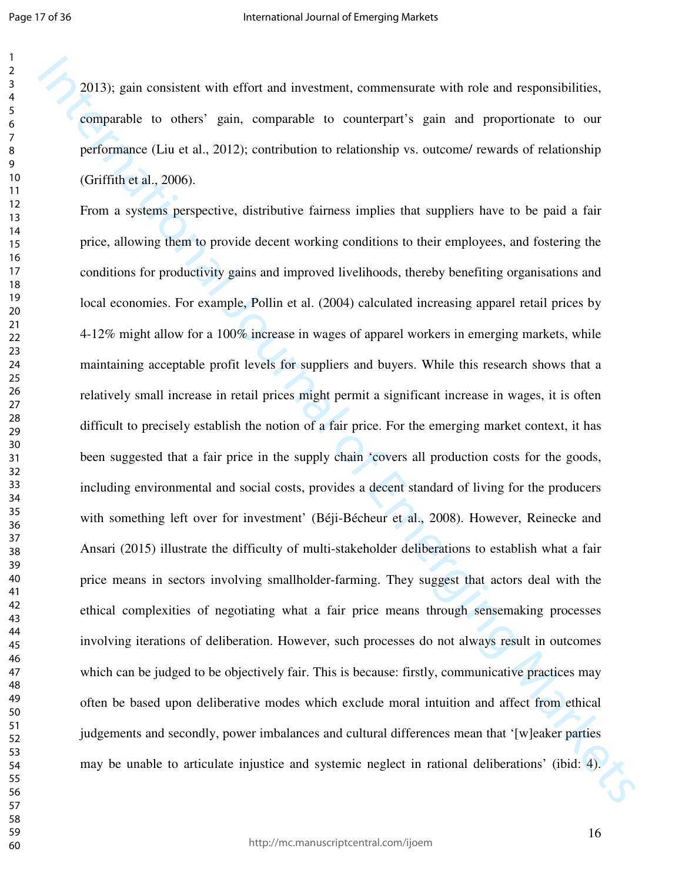2013); gain consistent with effort and investment, commensurate with role and responsibilities, comparable to others' gain, comparable to counterpart's gain and proportionate to our performance (Liu et al., 2012); contribution to relationship vs. outcome/ rewards of relationship (Griffith et al., 2006).

From a systems perspective, distributive fairness implies that suppliers have to be paid a fair price, allowing them to provide decent working conditions to their employees, and fostering the conditions for productivity gains and improved livelihoods, thereby benefiting organisations and local economies. For example, Pollin et al. (2004) calculated increasing apparel retail prices by 4-12% might allow for a 100% increase in wages of apparel workers in emerging markets, while maintaining acceptable profit levels for suppliers and buyers. While this research shows that a relatively small increase in retail prices might permit a significant increase in wages, it is often difficult to precisely establish the notion of a fair price. For the emerging market context, it has been suggested that a fair price in the supply chain 'covers all production costs for the goods, including environmental and social costs, provides a decent standard of living for the producers with something left over for investment' (Béji-Bécheur et al., 2008). However, Reinecke and Ansari (2015) illustrate the difficulty of multi-stakeholder deliberations to establish what a fair price means in sectors involving smallholder-farming. They suggest that actors deal with the ethical complexities of negotiating what a fair price means through sensemaking processes involving iterations of deliberation. However, such processes do not always result in outcomes which can be judged to be objectively fair. This is because: firstly, communicative practices may often be based upon deliberative modes which exclude moral intuition and affect from ethical judgements and secondly, power imbalances and cultural differences mean that '[w]eaker parties may be unable to articulate injustice and systemic neglect in rational deliberations' (ibid: 4).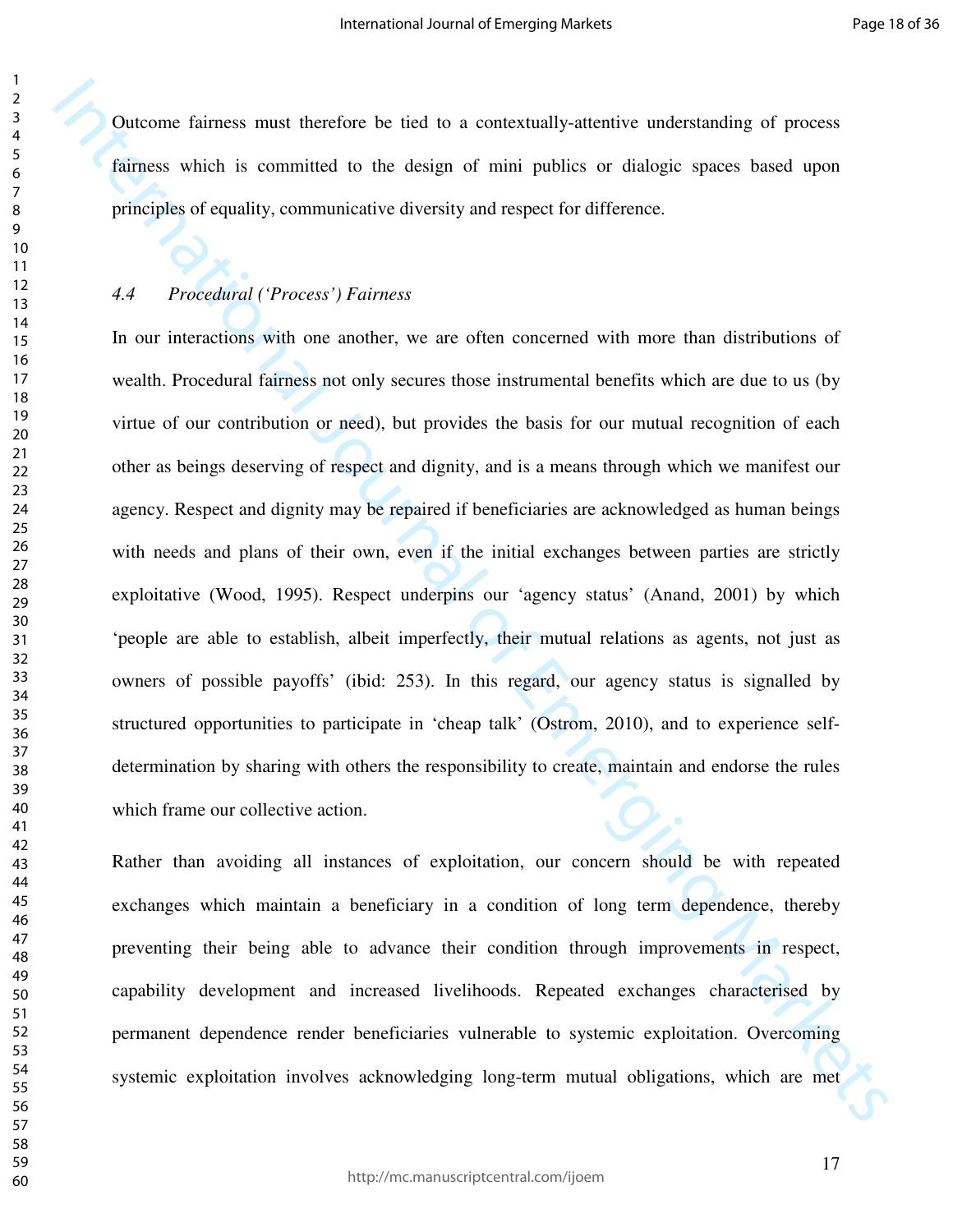Outcome fairness must therefore be tied to a contextually-attentive understanding of process fairness which is committed to the design of mini publics or dialogic spaces based upon principles of equality, communicative diversity and respect for difference.

### *4.4 Procedural ('Process') Fairness*

In our interactions with one another, we are often concerned with more than distributions of wealth. Procedural fairness not only secures those instrumental benefits which are due to us (by virtue of our contribution or need), but provides the basis for our mutual recognition of each other as beings deserving of respect and dignity, and is a means through which we manifest our agency. Respect and dignity may be repaired if beneficiaries are acknowledged as human beings with needs and plans of their own, even if the initial exchanges between parties are strictly exploitative (Wood, 1995). Respect underpins our 'agency status' (Anand, 2001) by which 'people are able to establish, albeit imperfectly, their mutual relations as agents, not just as owners of possible payoffs' (ibid: 253). In this regard, our agency status is signalled by structured opportunities to participate in 'cheap talk' (Ostrom, 2010), and to experience self-determination by sharing with others the responsibility to create, maintain and endorse the rules which frame our collective action.

Rather than avoiding all instances of exploitation, our concern should be with repeated exchanges which maintain a beneficiary in a condition of long term dependence, thereby preventing their being able to advance their condition through improvements in respect, capability development and increased livelihoods. Repeated exchanges characterised by permanent dependence render beneficiaries vulnerable to systemic exploitation. Overcoming systemic exploitation involves acknowledging long-term mutual obligations, which are met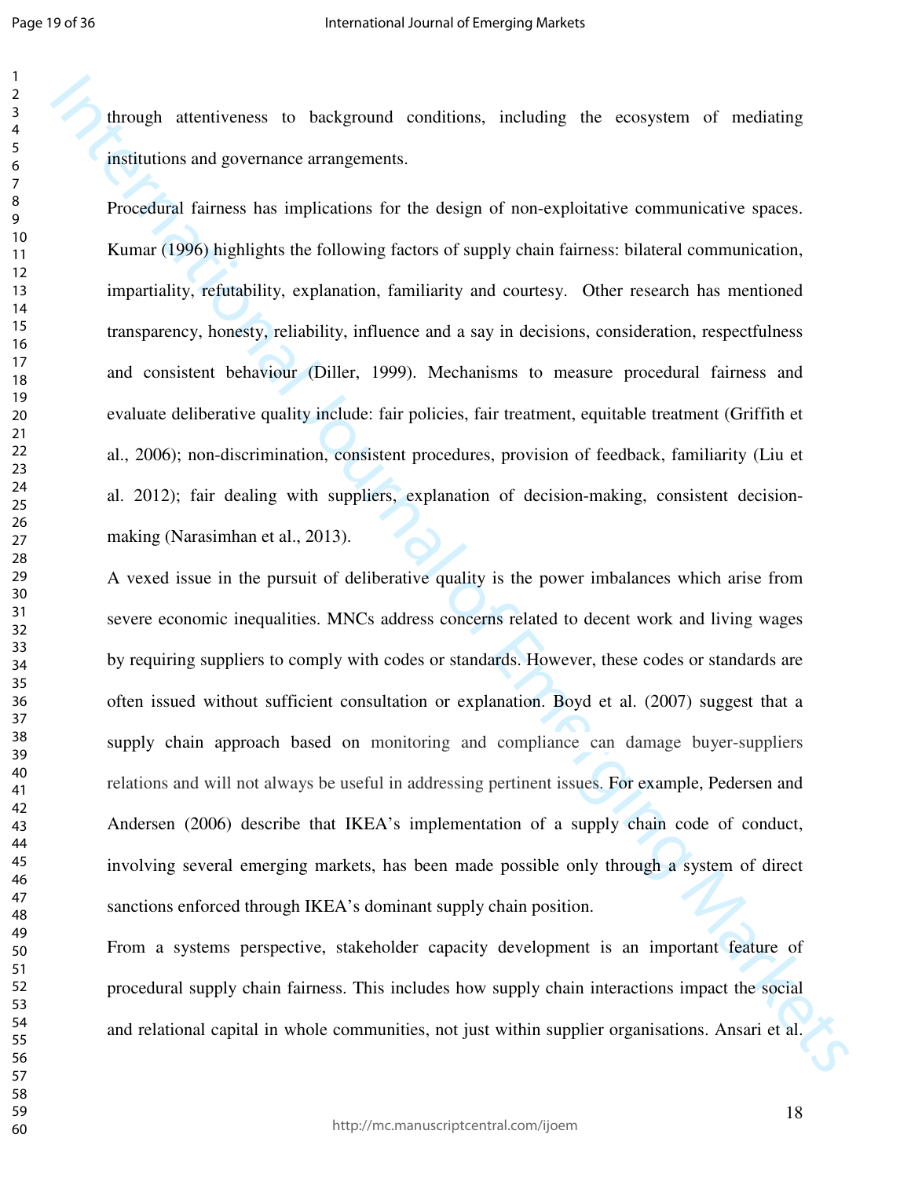through attentiveness to background conditions, including the ecosystem of mediating institutions and governance arrangements.

Procedural fairness has implications for the design of non-exploitative communicative spaces. Kumar (1996) highlights the following factors of supply chain fairness: bilateral communication, impartiality, refutability, explanation, familiarity and courtesy. Other research has mentioned transparency, honesty, reliability, influence and a say in decisions, consideration, respectfulness and consistent behaviour (Diller, 1999). Mechanisms to measure procedural fairness and evaluate deliberative quality include: fair policies, fair treatment, equitable treatment (Griffith et al., 2006); non-discrimination, consistent procedures, provision of feedback, familiarity (Liu et al. 2012); fair dealing with suppliers, explanation of decision-making, consistent decision-making (Narasimhan et al., 2013).

A vexed issue in the pursuit of deliberative quality is the power imbalances which arise from severe economic inequalities. MNCs address concerns related to decent work and living wages by requiring suppliers to comply with codes or standards. However, these codes or standards are often issued without sufficient consultation or explanation. Boyd et al. (2007) suggest that a supply chain approach based on monitoring and compliance can damage buyer-suppliers relations and will not always be useful in addressing pertinent issues. For example, Pedersen and Andersen (2006) describe that IKEA's implementation of a supply chain code of conduct, involving several emerging markets, has been made possible only through a system of direct sanctions enforced through IKEA's dominant supply chain position.

From a systems perspective, stakeholder capacity development is an important feature of procedural supply chain fairness. This includes how supply chain interactions impact the social and relational capital in whole communities, not just within supplier organisations. Ansari et al.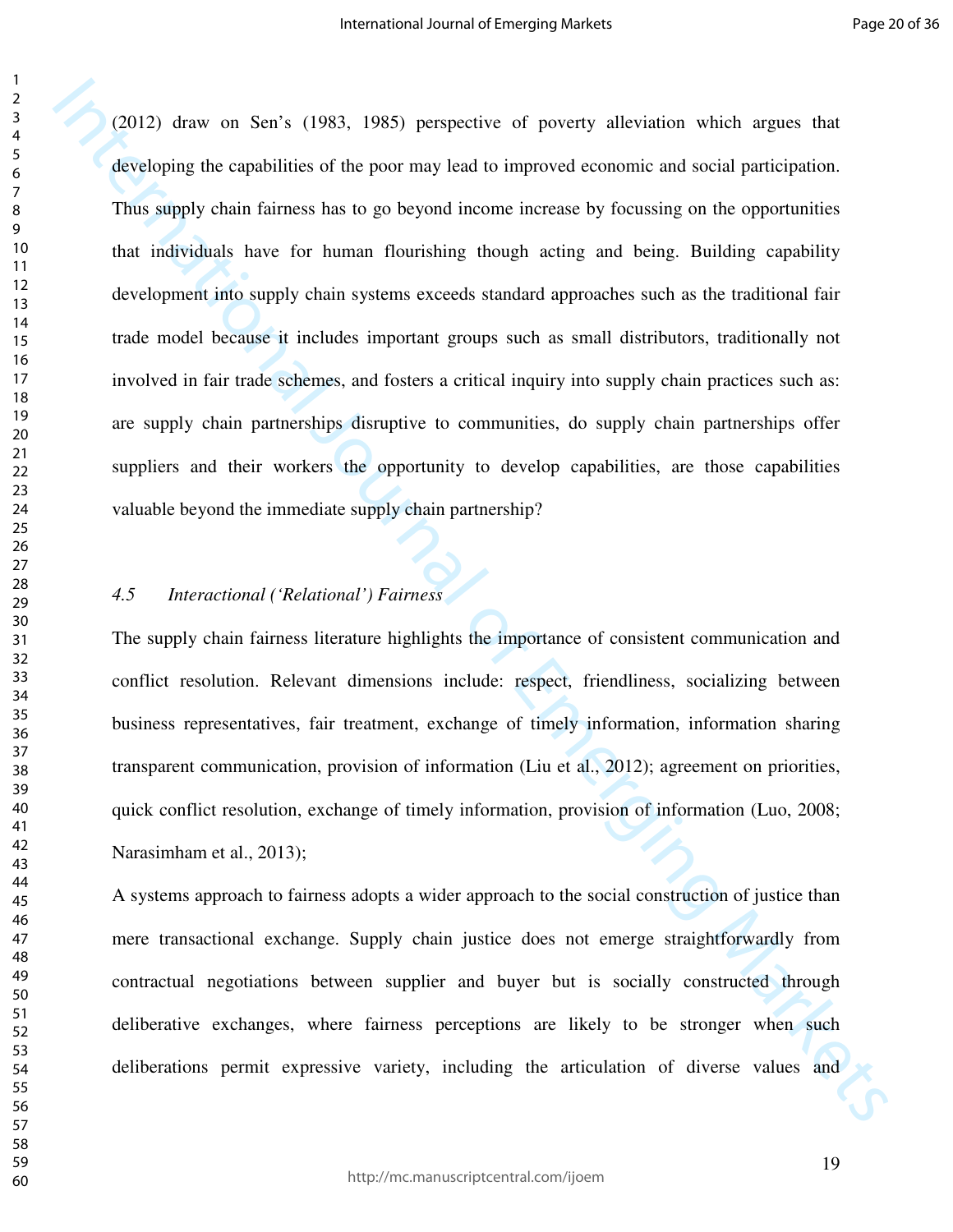(2012) draw on Sen's (1983, 1985) perspective of poverty alleviation which argues that developing the capabilities of the poor may lead to improved economic and social participation. Thus supply chain fairness has to go beyond income increase by focussing on the opportunities that individuals have for human flourishing though acting and being. Building capability development into supply chain systems exceeds standard approaches such as the traditional fair trade model because it includes important groups such as small distributors, traditionally not involved in fair trade schemes, and fosters a critical inquiry into supply chain practices such as: are supply chain partnerships disruptive to communities, do supply chain partnerships offer suppliers and their workers the opportunity to develop capabilities, are those capabilities valuable beyond the immediate supply chain partnership?

### *4.5 Interactional ('Relational') Fairness*

The supply chain fairness literature highlights the importance of consistent communication and conflict resolution. Relevant dimensions include: respect, friendliness, socializing between business representatives, fair treatment, exchange of timely information, information sharing transparent communication, provision of information (Liu et al., 2012); agreement on priorities, quick conflict resolution, exchange of timely information, provision of information (Luo, 2008; Narasimham et al., 2013);

A systems approach to fairness adopts a wider approach to the social construction of justice than mere transactional exchange. Supply chain justice does not emerge straightforwardly from contractual negotiations between supplier and buyer but is socially constructed through deliberative exchanges, where fairness perceptions are likely to be stronger when such deliberations permit expressive variety, including the articulation of diverse values and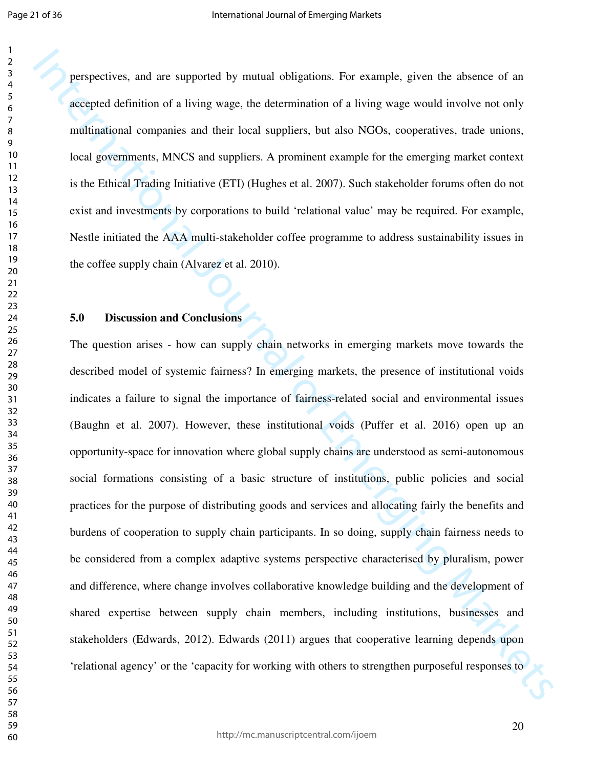perspectives, and are supported by mutual obligations. For example, given the absence of an accepted definition of a living wage, the determination of a living wage would involve not only multinational companies and their local suppliers, but also NGOs, cooperatives, trade unions, local governments, MNCS and suppliers. A prominent example for the emerging market context is the Ethical Trading Initiative (ETI) (Hughes et al. 2007). Such stakeholder forums often do not exist and investments by corporations to build 'relational value' may be required. For example, Nestle initiated the AAA multi-stakeholder coffee programme to address sustainability issues in the coffee supply chain (Alvarez et al. 2010).

## 5.0 Discussion and Conclusions

The question arises - how can supply chain networks in emerging markets move towards the described model of systemic fairness? In emerging markets, the presence of institutional voids indicates a failure to signal the importance of fairness-related social and environmental issues (Baughn et al. 2007). However, these institutional voids (Puffer et al. 2016) open up an opportunity-space for innovation where global supply chains are understood as semi-autonomous social formations consisting of a basic structure of institutions, public policies and social practices for the purpose of distributing goods and services and allocating fairly the benefits and burdens of cooperation to supply chain participants. In so doing, supply chain fairness needs to be considered from a complex adaptive systems perspective characterised by pluralism, power and difference, where change involves collaborative knowledge building and the development of shared expertise between supply chain members, including institutions, businesses and stakeholders (Edwards, 2012). Edwards (2011) argues that cooperative learning depends upon 'relational agency' or the 'capacity for working with others to strengthen purposeful responses to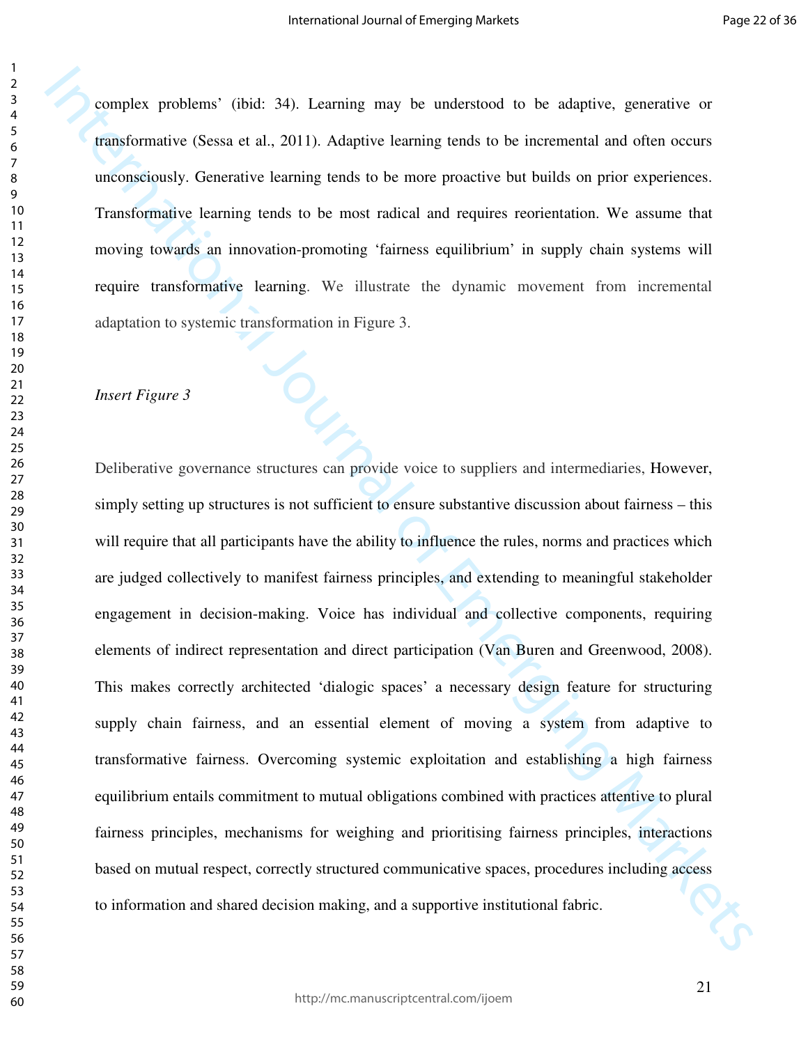complex problems' (ibid: 34). Learning may be understood to be adaptive, generative or transformative (Sessa et al., 2011). Adaptive learning tends to be incremental and often occurs unconsciously. Generative learning tends to be more proactive but builds on prior experiences. Transformative learning tends to be most radical and requires reorientation. We assume that moving towards an innovation-promoting 'fairness equilibrium' in supply chain systems will require transformative learning. We illustrate the dynamic movement from incremental adaptation to systemic transformation in Figure 3.

*Insert Figure 3*

Deliberative governance structures can provide voice to suppliers and intermediaries, However, simply setting up structures is not sufficient to ensure substantive discussion about fairness – this will require that all participants have the ability to influence the rules, norms and practices which are judged collectively to manifest fairness principles, and extending to meaningful stakeholder engagement in decision-making. Voice has individual and collective components, requiring elements of indirect representation and direct participation (Van Buren and Greenwood, 2008). This makes correctly architected 'dialogic spaces' a necessary design feature for structuring supply chain fairness, and an essential element of moving a system from adaptive to transformative fairness. Overcoming systemic exploitation and establishing a high fairness equilibrium entails commitment to mutual obligations combined with practices attentive to plural fairness principles, mechanisms for weighing and prioritising fairness principles, interactions based on mutual respect, correctly structured communicative spaces, procedures including access to information and shared decision making, and a supportive institutional fabric.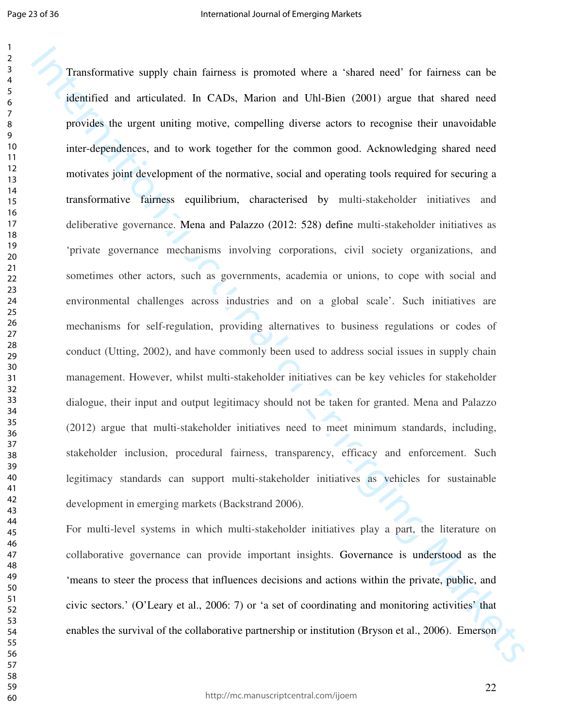Transformative supply chain fairness is promoted where a 'shared need' for fairness can be identified and articulated. In CADs, Marion and Uhl-Bien (2001) argue that shared need provides the urgent uniting motive, compelling diverse actors to recognise their unavoidable inter-dependences, and to work together for the common good. Acknowledging shared need motivates joint development of the normative, social and operating tools required for securing a transformative fairness equilibrium, characterised by multi-stakeholder initiatives and deliberative governance. Mena and Palazzo (2012: 528) define multi-stakeholder initiatives as 'private governance mechanisms involving corporations, civil society organizations, and sometimes other actors, such as governments, academia or unions, to cope with social and environmental challenges across industries and on a global scale'. Such initiatives are mechanisms for self-regulation, providing alternatives to business regulations or codes of conduct (Utting, 2002), and have commonly been used to address social issues in supply chain management. However, whilst multi-stakeholder initiatives can be key vehicles for stakeholder dialogue, their input and output legitimacy should not be taken for granted. Mena and Palazzo (2012) argue that multi-stakeholder initiatives need to meet minimum standards, including, stakeholder inclusion, procedural fairness, transparency, efficacy and enforcement. Such legitimacy standards can support multi-stakeholder initiatives as vehicles for sustainable development in emerging markets (Backstrand 2006).

For multi-level systems in which multi-stakeholder initiatives play a part, the literature on collaborative governance can provide important insights. Governance is understood as the 'means to steer the process that influences decisions and actions within the private, public, and civic sectors.' (O'Leary et al., 2006: 7) or 'a set of coordinating and monitoring activities' that enables the survival of the collaborative partnership or institution (Bryson et al., 2006). Emerson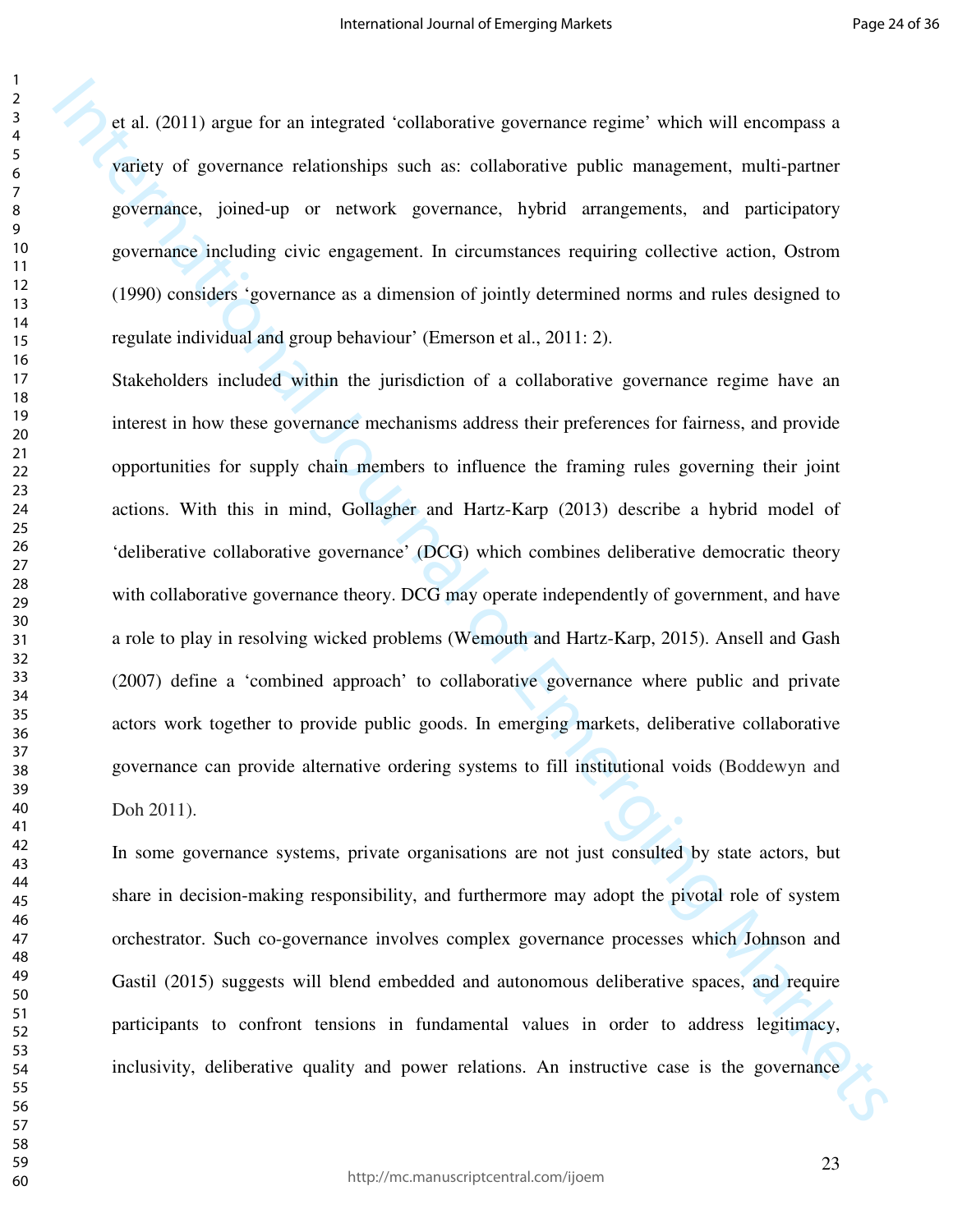et al. (2011) argue for an integrated 'collaborative governance regime' which will encompass a variety of governance relationships such as: collaborative public management, multi-partner governance, joined-up or network governance, hybrid arrangements, and participatory governance including civic engagement. In circumstances requiring collective action, Ostrom (1990) considers 'governance as a dimension of jointly determined norms and rules designed to regulate individual and group behaviour' (Emerson et al., 2011: 2).

Stakeholders included within the jurisdiction of a collaborative governance regime have an interest in how these governance mechanisms address their preferences for fairness, and provide opportunities for supply chain members to influence the framing rules governing their joint actions. With this in mind, Gollagher and Hartz-Karp (2013) describe a hybrid model of 'deliberative collaborative governance' (DCG) which combines deliberative democratic theory with collaborative governance theory. DCG may operate independently of government, and have a role to play in resolving wicked problems (Wemouth and Hartz-Karp, 2015). Ansell and Gash (2007) define a 'combined approach' to collaborative governance where public and private actors work together to provide public goods. In emerging markets, deliberative collaborative governance can provide alternative ordering systems to fill institutional voids (Boddewyn and Doh 2011).

In some governance systems, private organisations are not just consulted by state actors, but share in decision-making responsibility, and furthermore may adopt the pivotal role of system orchestrator. Such co-governance involves complex governance processes which Johnson and Gastil (2015) suggests will blend embedded and autonomous deliberative spaces, and require participants to confront tensions in fundamental values in order to address legitimacy, inclusivity, deliberative quality and power relations. An instructive case is the governance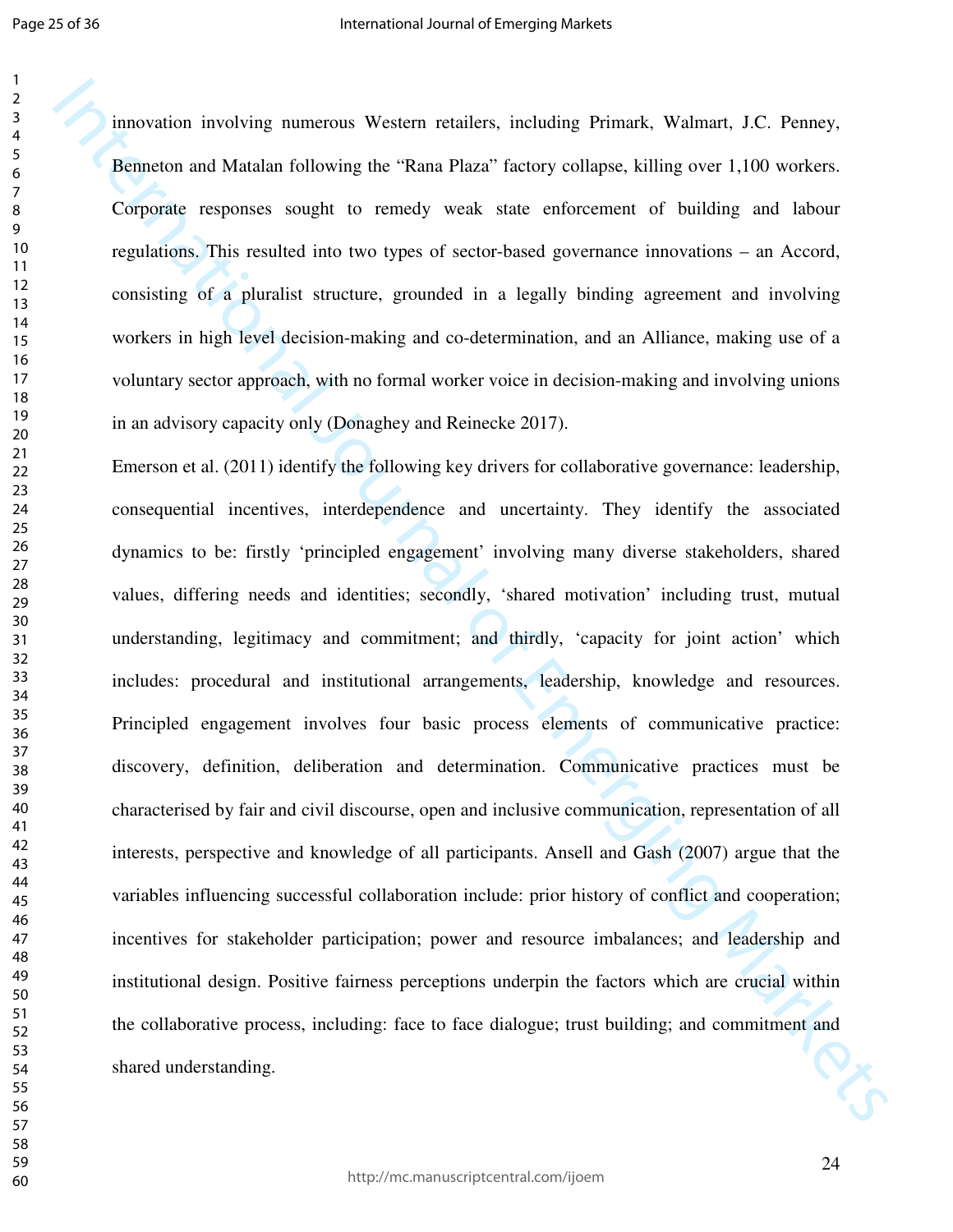innovation involving numerous Western retailers, including Primark, Walmart, J.C. Penney, Benneton and Matalan following the "Rana Plaza" factory collapse, killing over 1,100 workers. Corporate responses sought to remedy weak state enforcement of building and labour regulations. This resulted into two types of sector-based governance innovations – an Accord, consisting of a pluralist structure, grounded in a legally binding agreement and involving workers in high level decision-making and co-determination, and an Alliance, making use of a voluntary sector approach, with no formal worker voice in decision-making and involving unions in an advisory capacity only (Donaghey and Reinecke 2017).

Emerson et al. (2011) identify the following key drivers for collaborative governance: leadership, consequential incentives, interdependence and uncertainty. They identify the associated dynamics to be: firstly 'principled engagement' involving many diverse stakeholders, shared values, differing needs and identities; secondly, 'shared motivation' including trust, mutual understanding, legitimacy and commitment; and thirdly, 'capacity for joint action' which includes: procedural and institutional arrangements, leadership, knowledge and resources. Principled engagement involves four basic process elements of communicative practice: discovery, definition, deliberation and determination. Communicative practices must be characterised by fair and civil discourse, open and inclusive communication, representation of all interests, perspective and knowledge of all participants. Ansell and Gash (2007) argue that the variables influencing successful collaboration include: prior history of conflict and cooperation; incentives for stakeholder participation; power and resource imbalances; and leadership and institutional design. Positive fairness perceptions underpin the factors which are crucial within the collaborative process, including: face to face dialogue; trust building; and commitment and shared understanding.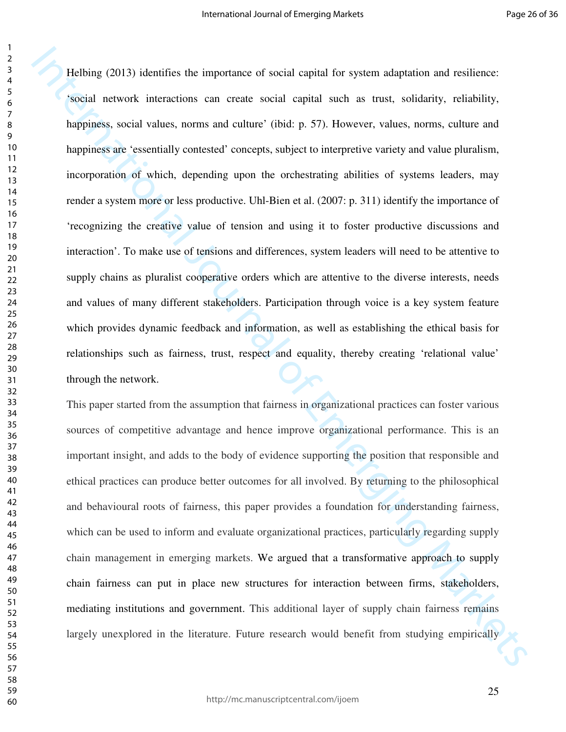Helbing (2013) identifies the importance of social capital for system adaptation and resilience: 'social network interactions can create social capital such as trust, solidarity, reliability, happiness, social values, norms and culture' (ibid: p. 57). However, values, norms, culture and happiness are 'essentially contested' concepts, subject to interpretive variety and value pluralism, incorporation of which, depending upon the orchestrating abilities of systems leaders, may render a system more or less productive. Uhl-Bien et al. (2007: p. 311) identify the importance of 'recognizing the creative value of tension and using it to foster productive discussions and interaction'. To make use of tensions and differences, system leaders will need to be attentive to supply chains as pluralist cooperative orders which are attentive to the diverse interests, needs and values of many different stakeholders. Participation through voice is a key system feature which provides dynamic feedback and information, as well as establishing the ethical basis for relationships such as fairness, trust, respect and equality, thereby creating 'relational value' through the network.

This paper started from the assumption that fairness in organizational practices can foster various sources of competitive advantage and hence improve organizational performance. This is an important insight, and adds to the body of evidence supporting the position that responsible and ethical practices can produce better outcomes for all involved. By returning to the philosophical and behavioural roots of fairness, this paper provides a foundation for understanding fairness, which can be used to inform and evaluate organizational practices, particularly regarding supply chain management in emerging markets. We argued that a transformative approach to supply chain fairness can put in place new structures for interaction between firms, stakeholders, mediating institutions and government. This additional layer of supply chain fairness remains largely unexplored in the literature. Future research would benefit from studying empirically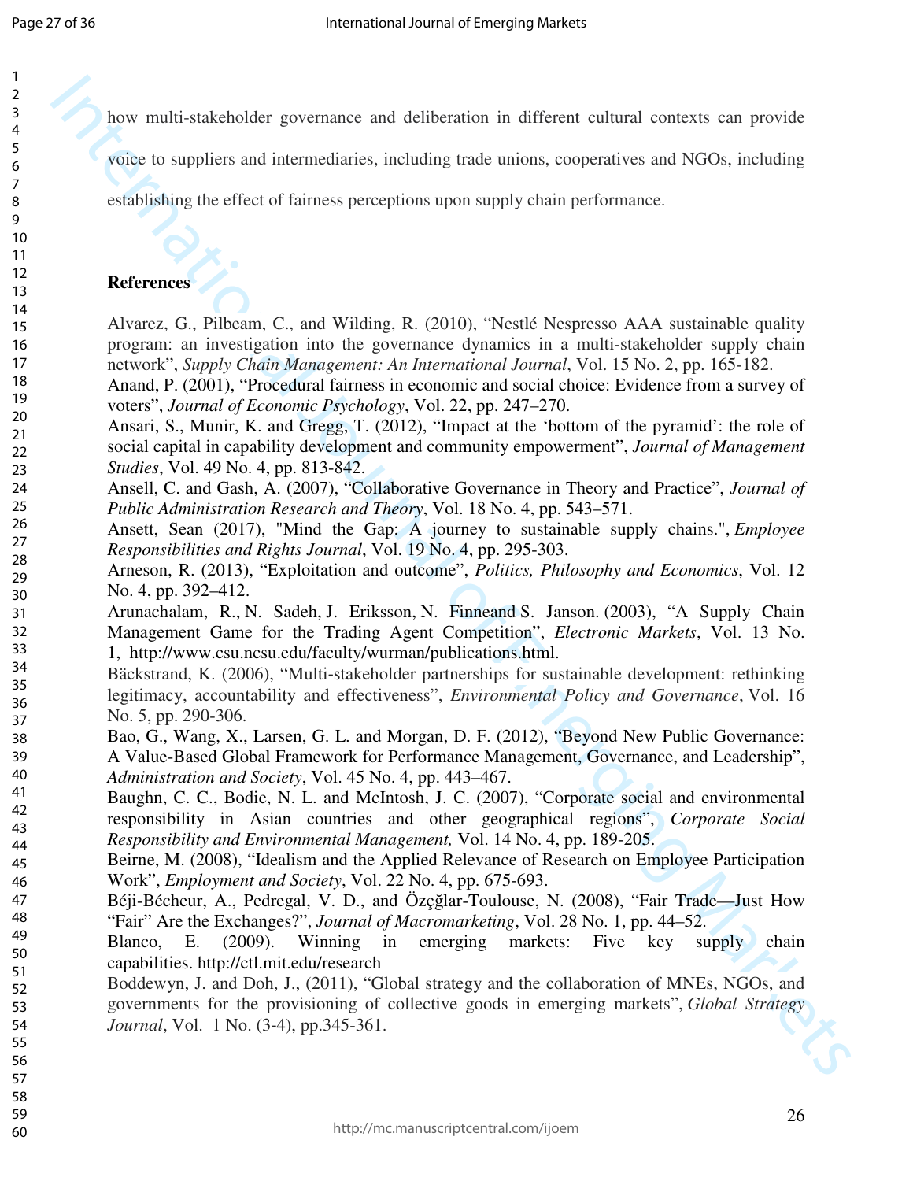how multi-stakeholder governance and deliberation in different cultural contexts can provide voice to suppliers and intermediaries, including trade unions, cooperatives and NGOs, including establishing the effect of fairness perceptions upon supply chain performance.

## References

Alvarez, G., Pilbeam, C., and Wilding, R. (2010), "Nestlé Nespresso AAA sustainable quality program: an investigation into the governance dynamics in a multi-stakeholder supply chain network", *Supply Chain Management: An International Journal*, Vol. 15 No. 2, pp. 165-182.

Anand, P. (2001), "Procedural fairness in economic and social choice: Evidence from a survey of voters", *Journal of Economic Psychology*, Vol. 22, pp. 247–270.

Ansari, S., Munir, K. and Gregg, T. (2012), "Impact at the 'bottom of the pyramid': the role of social capital in capability development and community empowerment", *Journal of Management Studies*, Vol. 49 No. 4, pp. 813-842.

Ansell, C. and Gash, A. (2007), "Collaborative Governance in Theory and Practice", *Journal of Public Administration Research and Theory*, Vol. 18 No. 4, pp. 543–571.

Ansett, Sean (2017), "Mind the Gap: A journey to sustainable supply chains.", *Employee Responsibilities and Rights Journal*, Vol. 19 No. 4, pp. 295-303.

Arneson, R. (2013), "Exploitation and outcome", *Politics, Philosophy and Economics*, Vol. 12 No. 4, pp. 392–412.

Arunachalam, R., N. Sadeh, J. Eriksson, N. Finneand S. Janson. (2003), "A Supply Chain Management Game for the Trading Agent Competition", *Electronic Markets*, Vol. 13 No. 1, http://www.csu.ncsu.edu/faculty/wurman/publications.html.

Bäckstrand, K. (2006), "Multi-stakeholder partnerships for sustainable development: rethinking legitimacy, accountability and effectiveness", *Environmental Policy and Governance*, Vol. 16 No. 5, pp. 290-306.

Bao, G., Wang, X., Larsen, G. L. and Morgan, D. F. (2012), "Beyond New Public Governance: A Value-Based Global Framework for Performance Management, Governance, and Leadership", *Administration and Society*, Vol. 45 No. 4, pp. 443–467.

Baughn, C. C., Bodie, N. L. and McIntosh, J. C. (2007), "Corporate social and environmental responsibility in Asian countries and other geographical regions", *Corporate Social Responsibility and Environmental Management,* Vol. 14 No. 4, pp. 189-205.

Beirne, M. (2008), "Idealism and the Applied Relevance of Research on Employee Participation Work", *Employment and Society*, Vol. 22 No. 4, pp. 675-693.

Béji-Bécheur, A., Pedregal, V. D., and Özçğlar-Toulouse, N. (2008), "Fair Trade—Just How "Fair" Are the Exchanges?", *Journal of Macromarketing*, Vol. 28 No. 1, pp. 44–52.

Blanco, E. (2009). Winning in emerging markets: Five key supply chain capabilities. http://ctl.mit.edu/research

Boddewyn, J. and Doh, J., (2011), "Global strategy and the collaboration of MNEs, NGOs, and governments for the provisioning of collective goods in emerging markets", *Global Strategy Journal*, Vol. 1 No. (3-4), pp.345-361.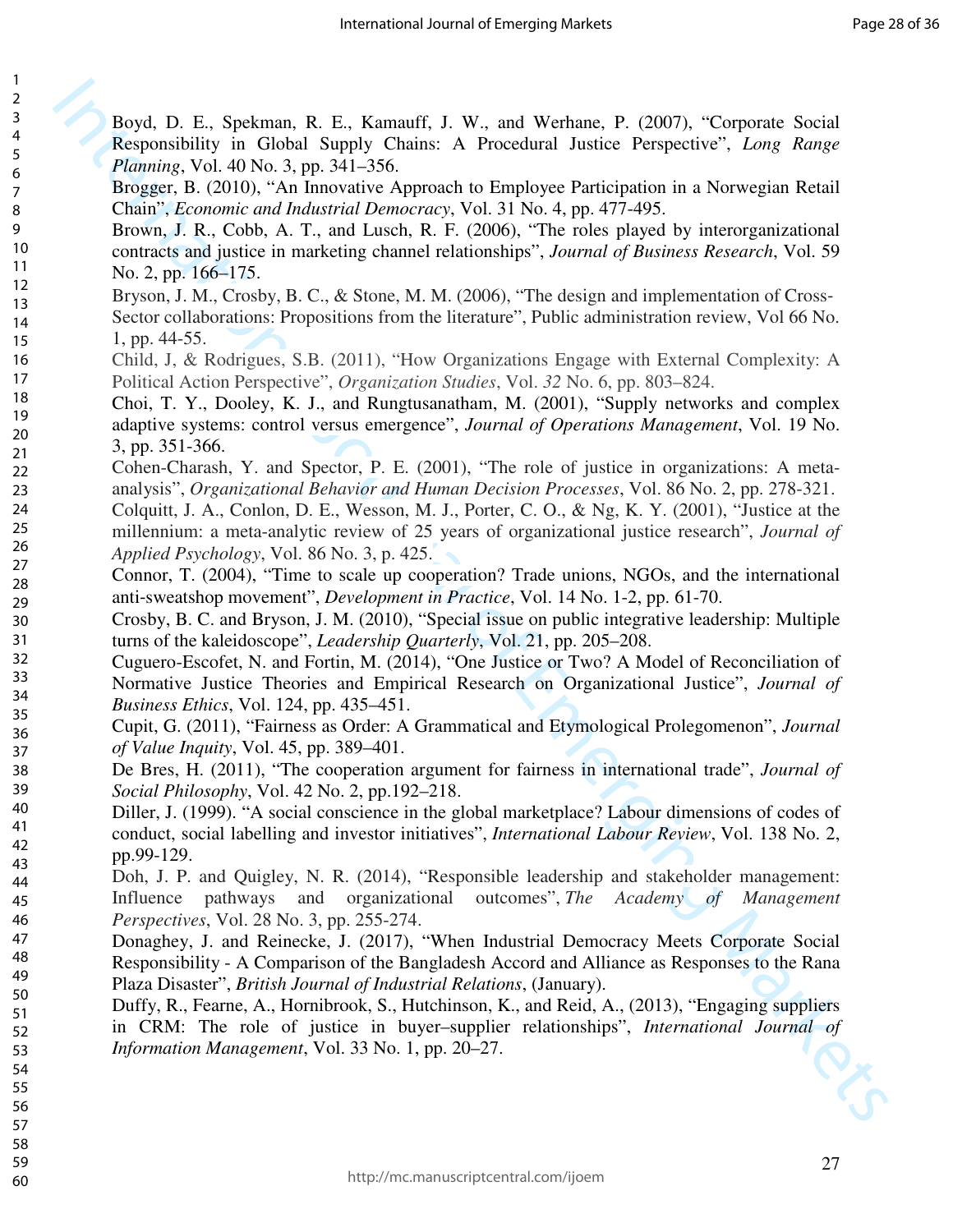Boyd, D. E., Spekman, R. E., Kamauff, J. W., and Werhane, P. (2007), "Corporate Social Responsibility in Global Supply Chains: A Procedural Justice Perspective", *Long Range Planning*, Vol. 40 No. 3, pp. 341–356.

Brogger, B. (2010), "An Innovative Approach to Employee Participation in a Norwegian Retail Chain", *Economic and Industrial Democracy*, Vol. 31 No. 4, pp. 477-495.

Brown, J. R., Cobb, A. T., and Lusch, R. F. (2006), "The roles played by interorganizational contracts and justice in marketing channel relationships", *Journal of Business Research*, Vol. 59 No. 2, pp. 166–175.

Bryson, J. M., Crosby, B. C., & Stone, M. M. (2006), "The design and implementation of Cross-Sector collaborations: Propositions from the literature", Public administration review, Vol 66 No. 1, pp. 44-55.

Child, J, & Rodrigues, S.B. (2011), "How Organizations Engage with External Complexity: A Political Action Perspective", *Organization Studies*, Vol. *32* No. 6, pp. 803–824.

Choi, T. Y., Dooley, K. J., and Rungtusanatham, M. (2001), "Supply networks and complex adaptive systems: control versus emergence", *Journal of Operations Management*, Vol. 19 No. 3, pp. 351-366.

Cohen-Charash, Y. and Spector, P. E. (2001), "The role of justice in organizations: A meta-analysis", *Organizational Behavior and Human Decision Processes*, Vol. 86 No. 2, pp. 278-321.

Colquitt, J. A., Conlon, D. E., Wesson, M. J., Porter, C. O., & Ng, K. Y. (2001), "Justice at the millennium: a meta-analytic review of 25 years of organizational justice research", *Journal of Applied Psychology*, Vol. 86 No. 3, p. 425.

Connor, T. (2004), "Time to scale up cooperation? Trade unions, NGOs, and the international anti-sweatshop movement", *Development in Practice*, Vol. 14 No. 1-2, pp. 61-70.

Crosby, B. C. and Bryson, J. M. (2010), "Special issue on public integrative leadership: Multiple turns of the kaleidoscope", *Leadership Quarterly*, Vol. 21, pp. 205–208.

Cuguero-Escofet, N. and Fortin, M. (2014), "One Justice or Two? A Model of Reconciliation of Normative Justice Theories and Empirical Research on Organizational Justice", *Journal of Business Ethics*, Vol. 124, pp. 435–451.

Cupit, G. (2011), "Fairness as Order: A Grammatical and Etymological Prolegomenon", *Journal of Value Inquity*, Vol. 45, pp. 389–401.

De Bres, H. (2011), "The cooperation argument for fairness in international trade", *Journal of Social Philosophy*, Vol. 42 No. 2, pp.192–218.

Diller, J. (1999). "A social conscience in the global marketplace? Labour dimensions of codes of conduct, social labelling and investor initiatives", *International Labour Review*, Vol. 138 No. 2, pp.99-129.

Doh, J. P. and Quigley, N. R. (2014), "Responsible leadership and stakeholder management: Influence pathways and organizational outcomes", *The Academy of Management Perspectives*, Vol. 28 No. 3, pp. 255-274.

Donaghey, J. and Reinecke, J. (2017), "When Industrial Democracy Meets Corporate Social Responsibility - A Comparison of the Bangladesh Accord and Alliance as Responses to the Rana Plaza Disaster", *British Journal of Industrial Relations*, (January).

Duffy, R., Fearne, A., Hornibrook, S., Hutchinson, K., and Reid, A., (2013), "Engaging suppliers in CRM: The role of justice in buyer–supplier relationships", *International Journal of Information Management*, Vol. 33 No. 1, pp. 20–27.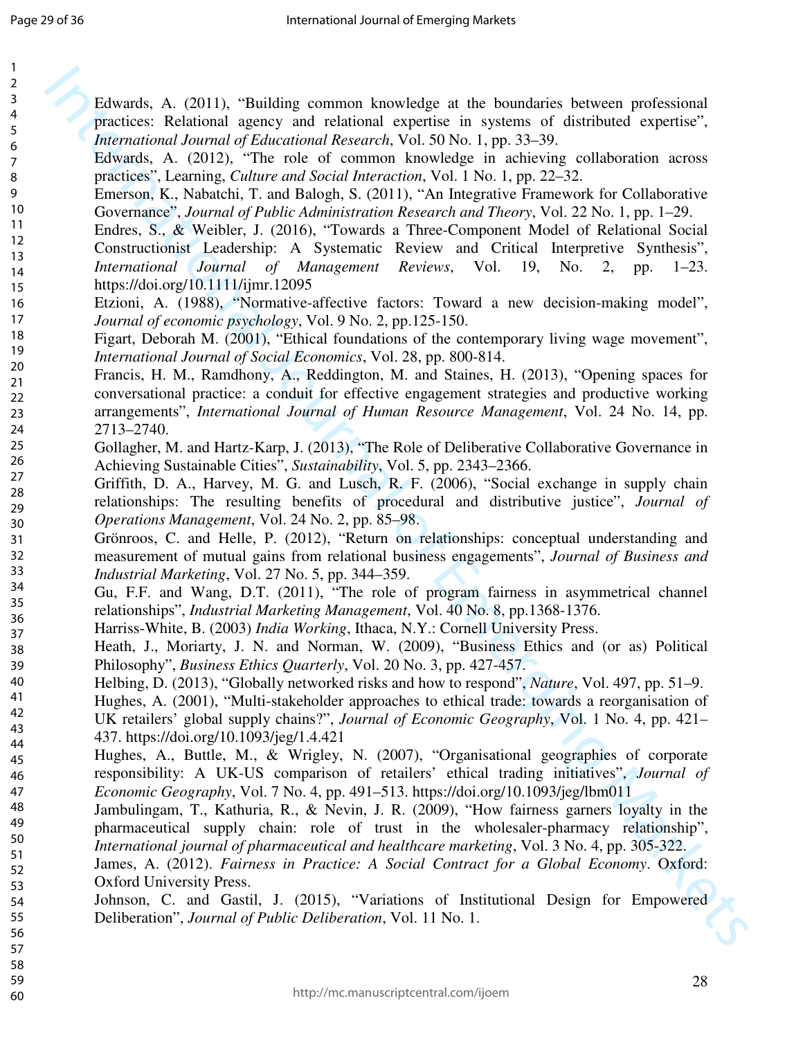Edwards, A. (2011), "Building common knowledge at the boundaries between professional practices: Relational agency and relational expertise in systems of distributed expertise", *International Journal of Educational Research*, Vol. 50 No. 1, pp. 33–39.

Edwards, A. (2012), "The role of common knowledge in achieving collaboration across practices", Learning, *Culture and Social Interaction*, Vol. 1 No. 1, pp. 22–32.

Emerson, K., Nabatchi, T. and Balogh, S. (2011), "An Integrative Framework for Collaborative Governance", *Journal of Public Administration Research and Theory*, Vol. 22 No. 1, pp. 1–29.

Endres, S., & Weibler, J. (2016), "Towards a Three-Component Model of Relational Social Constructionist Leadership: A Systematic Review and Critical Interpretive Synthesis", *International Journal of Management Reviews*, Vol. 19, No. 2, pp. 1–23. https://doi.org/10.1111/ijmr.12095

Etzioni, A. (1988), "Normative-affective factors: Toward a new decision-making model", *Journal of economic psychology*, Vol. 9 No. 2, pp.125-150.

Figart, Deborah M. (2001), "Ethical foundations of the contemporary living wage movement", *International Journal of Social Economics*, Vol. 28, pp. 800-814.

Francis, H. M., Ramdhony, A., Reddington, M. and Staines, H. (2013), "Opening spaces for conversational practice: a conduit for effective engagement strategies and productive working arrangements", *International Journal of Human Resource Management*, Vol. 24 No. 14, pp. 2713–2740.

Gollagher, M. and Hartz-Karp, J. (2013), "The Role of Deliberative Collaborative Governance in Achieving Sustainable Cities", *Sustainability*, Vol. 5, pp. 2343–2366.

Griffith, D. A., Harvey, M. G. and Lusch, R. F. (2006), "Social exchange in supply chain relationships: The resulting benefits of procedural and distributive justice", *Journal of Operations Management*, Vol. 24 No. 2, pp. 85–98.

Grönroos, C. and Helle, P. (2012), "Return on relationships: conceptual understanding and measurement of mutual gains from relational business engagements", *Journal of Business and Industrial Marketing*, Vol. 27 No. 5, pp. 344–359.

Gu, F.F. and Wang, D.T. (2011), "The role of program fairness in asymmetrical channel relationships", *Industrial Marketing Management*, Vol. 40 No. 8, pp.1368-1376.

Harriss-White, B. (2003) *India Working*, Ithaca, N.Y.: Cornell University Press.

Heath, J., Moriarty, J. N. and Norman, W. (2009), "Business Ethics and (or as) Political Philosophy", *Business Ethics Quarterly*, Vol. 20 No. 3, pp. 427-457.

Helbing, D. (2013), "Globally networked risks and how to respond", *Nature*, Vol. 497, pp. 51–9.

Hughes, A. (2001), "Multi-stakeholder approaches to ethical trade: towards a reorganisation of UK retailers' global supply chains?", *Journal of Economic Geography*, Vol. 1 No. 4, pp. 421–437. https://doi.org/10.1093/jeg/1.4.421

Hughes, A., Buttle, M., & Wrigley, N. (2007), "Organisational geographies of corporate responsibility: A UK-US comparison of retailers' ethical trading initiatives", *Journal of Economic Geography*, Vol. 7 No. 4, pp. 491–513. https://doi.org/10.1093/jeg/lbm011

Jambulingam, T., Kathuria, R., & Nevin, J. R. (2009), "How fairness garners loyalty in the pharmaceutical supply chain: role of trust in the wholesaler-pharmacy relationship", *International journal of pharmaceutical and healthcare marketing*, Vol. 3 No. 4, pp. 305-322.

James, A. (2012). *Fairness in Practice: A Social Contract for a Global Economy*. Oxford: Oxford University Press.

Johnson, C. and Gastil, J. (2015), "Variations of Institutional Design for Empowered Deliberation", *Journal of Public Deliberation*, Vol. 11 No. 1.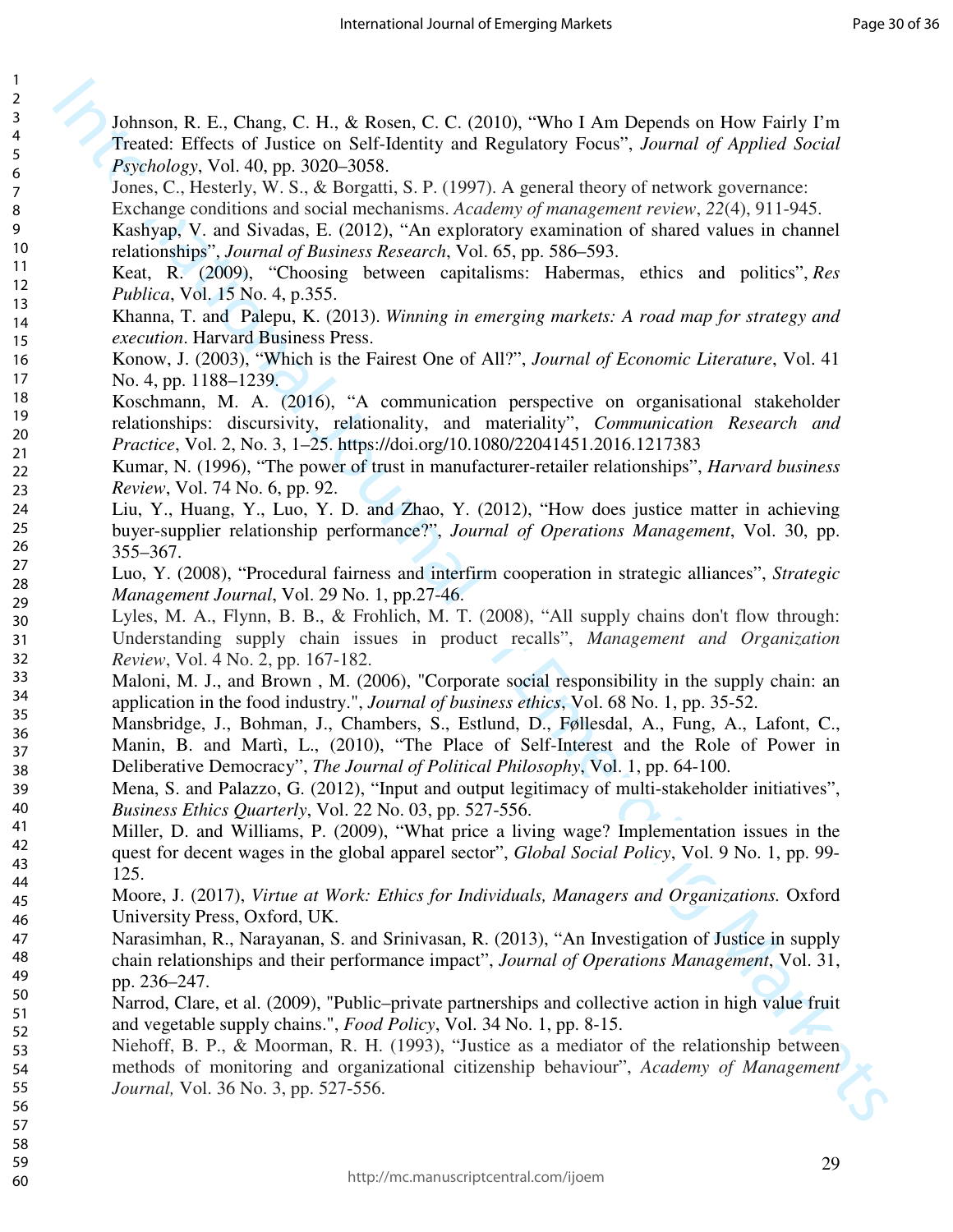Johnson, R. E., Chang, C. H., & Rosen, C. C. (2010), "Who I Am Depends on How Fairly I'm Treated: Effects of Justice on Self-Identity and Regulatory Focus", *Journal of Applied Social Psychology*, Vol. 40, pp. 3020–3058.

Jones, C., Hesterly, W. S., & Borgatti, S. P. (1997). A general theory of network governance: Exchange conditions and social mechanisms. *Academy of management review*, *22*(4), 911-945.

Kashyap, V. and Sivadas, E. (2012), "An exploratory examination of shared values in channel relationships", *Journal of Business Research*, Vol. 65, pp. 586–593.

Keat, R. (2009), "Choosing between capitalisms: Habermas, ethics and politics", *Res Publica*, Vol. 15 No. 4, p.355.

Khanna, T. and Palepu, K. (2013). *Winning in emerging markets: A road map for strategy and execution*. Harvard Business Press.

Konow, J. (2003), "Which is the Fairest One of All?", *Journal of Economic Literature*, Vol. 41 No. 4, pp. 1188–1239.

Koschmann, M. A. (2016), "A communication perspective on organisational stakeholder relationships: discursivity, relationality, and materiality", *Communication Research and Practice*, Vol. 2, No. 3, 1–25. https://doi.org/10.1080/22041451.2016.1217383

Kumar, N. (1996), "The power of trust in manufacturer-retailer relationships", *Harvard business Review*, Vol. 74 No. 6, pp. 92.

Liu, Y., Huang, Y., Luo, Y. D. and Zhao, Y. (2012), "How does justice matter in achieving buyer-supplier relationship performance?", *Journal of Operations Management*, Vol. 30, pp. 355–367.

Luo, Y. (2008), "Procedural fairness and interfirm cooperation in strategic alliances", *Strategic Management Journal*, Vol. 29 No. 1, pp.27-46.

Lyles, M. A., Flynn, B. B., & Frohlich, M. T. (2008), "All supply chains don't flow through: Understanding supply chain issues in product recalls", *Management and Organization Review*, Vol. 4 No. 2, pp. 167-182.

Maloni, M. J., and Brown , M. (2006), "Corporate social responsibility in the supply chain: an application in the food industry.", *Journal of business ethics*, Vol. 68 No. 1, pp. 35-52.

Mansbridge, J., Bohman, J., Chambers, S., Estlund, D., Føllesdal, A., Fung, A., Lafont, C., Manin, B. and Martì, L., (2010), "The Place of Self-Interest and the Role of Power in Deliberative Democracy", *The Journal of Political Philosophy*, Vol. 1, pp. 64-100.

Mena, S. and Palazzo, G. (2012), "Input and output legitimacy of multi-stakeholder initiatives", *Business Ethics Quarterly*, Vol. 22 No. 03, pp. 527-556.

Miller, D. and Williams, P. (2009), "What price a living wage? Implementation issues in the quest for decent wages in the global apparel sector", *Global Social Policy*, Vol. 9 No. 1, pp. 99-125.

Moore, J. (2017), *Virtue at Work: Ethics for Individuals, Managers and Organizations.* Oxford University Press, Oxford, UK.

Narasimhan, R., Narayanan, S. and Srinivasan, R. (2013), "An Investigation of Justice in supply chain relationships and their performance impact", *Journal of Operations Management*, Vol. 31, pp. 236–247.

Narrod, Clare, et al. (2009), "Public–private partnerships and collective action in high value fruit and vegetable supply chains.", *Food Policy*, Vol. 34 No. 1, pp. 8-15.

Niehoff, B. P., & Moorman, R. H. (1993), "Justice as a mediator of the relationship between methods of monitoring and organizational citizenship behaviour", *Academy of Management Journal,* Vol. 36 No. 3, pp. 527-556.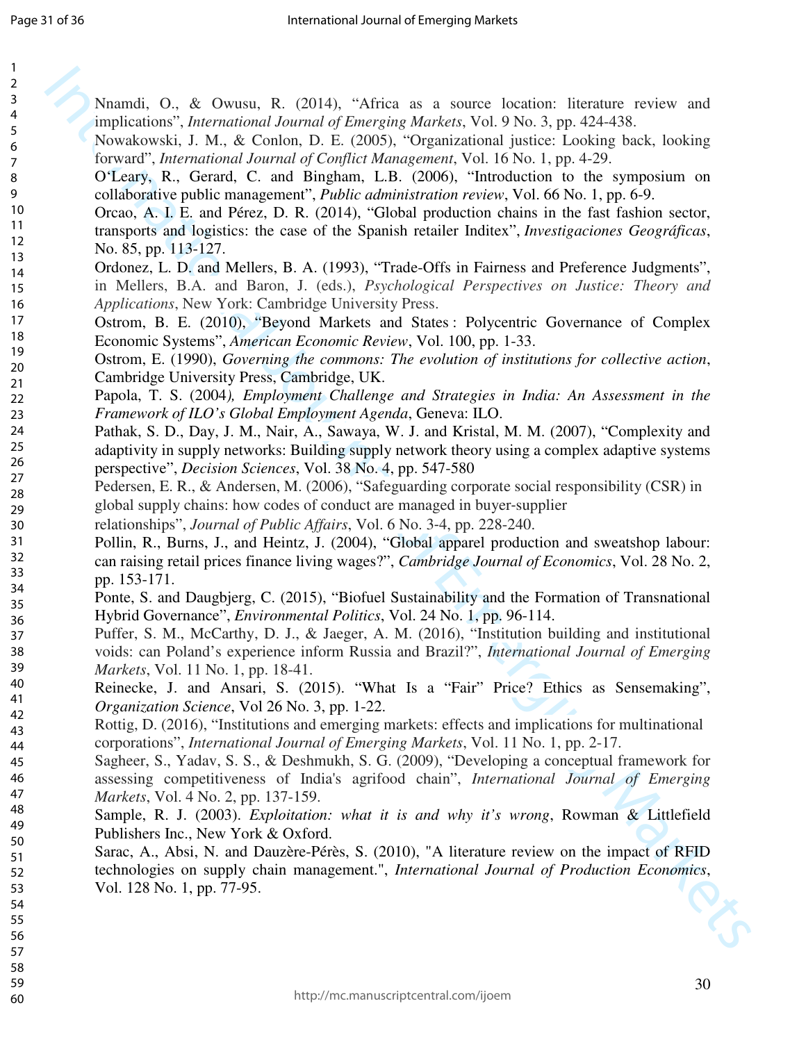Nnamdi, O., & Owusu, R. (2014), "Africa as a source location: literature review and implications", *International Journal of Emerging Markets*, Vol. 9 No. 3, pp. 424-438.

Nowakowski, J. M., & Conlon, D. E. (2005), "Organizational justice: Looking back, looking forward", *International Journal of Conflict Management*, Vol. 16 No. 1, pp. 4-29.

O'Leary, R., Gerard, C. and Bingham, L.B. (2006), "Introduction to the symposium on collaborative public management", *Public administration review*, Vol. 66 No. 1, pp. 6-9.

Orcao, A. I. E. and Pérez, D. R. (2014), "Global production chains in the fast fashion sector, transports and logistics: the case of the Spanish retailer Inditex", *Investigaciones Geográficas*, No. 85, pp. 113-127.

Ordonez, L. D. and Mellers, B. A. (1993), "Trade-Offs in Fairness and Preference Judgments", in Mellers, B.A. and Baron, J. (eds.), *Psychological Perspectives on Justice: Theory and Applications*, New York: Cambridge University Press.

Ostrom, B. E. (2010), "Beyond Markets and States : Polycentric Governance of Complex Economic Systems", *American Economic Review*, Vol. 100, pp. 1-33.

Ostrom, E. (1990), *Governing the commons: The evolution of institutions for collective action*, Cambridge University Press, Cambridge, UK.

Papola, T. S. (2004*), Employment Challenge and Strategies in India: An Assessment in the Framework of ILO's Global Employment Agenda*, Geneva: ILO.

Pathak, S. D., Day, J. M., Nair, A., Sawaya, W. J. and Kristal, M. M. (2007), "Complexity and adaptivity in supply networks: Building supply network theory using a complex adaptive systems perspective", *Decision Sciences*, Vol. 38 No. 4, pp. 547-580

Pedersen, E. R., & Andersen, M. (2006), "Safeguarding corporate social responsibility (CSR) in global supply chains: how codes of conduct are managed in buyer-supplier relationships", *Journal of Public Affairs*, Vol. 6 No. 3-4, pp. 228-240.

Pollin, R., Burns, J., and Heintz, J. (2004), "Global apparel production and sweatshop labour: can raising retail prices finance living wages?", *Cambridge Journal of Economics*, Vol. 28 No. 2, pp. 153-171.

Ponte, S. and Daugbjerg, C. (2015), "Biofuel Sustainability and the Formation of Transnational Hybrid Governance", *Environmental Politics*, Vol. 24 No. 1, pp. 96-114.

Puffer, S. M., McCarthy, D. J., & Jaeger, A. M. (2016), "Institution building and institutional voids: can Poland's experience inform Russia and Brazil?", *International Journal of Emerging Markets*, Vol. 11 No. 1, pp. 18-41.

Reinecke, J. and Ansari, S. (2015). "What Is a "Fair" Price? Ethics as Sensemaking", *Organization Science*, Vol 26 No. 3, pp. 1-22.

Rottig, D. (2016), "Institutions and emerging markets: effects and implications for multinational corporations", *International Journal of Emerging Markets*, Vol. 11 No. 1, pp. 2-17.

Sagheer, S., Yadav, S. S., & Deshmukh, S. G. (2009), "Developing a conceptual framework for assessing competitiveness of India's agrifood chain", *International Journal of Emerging Markets*, Vol. 4 No. 2, pp. 137-159.

Sample, R. J. (2003). *Exploitation: what it is and why it's wrong*, Rowman & Littlefield Publishers Inc., New York & Oxford.

Sarac, A., Absi, N. and Dauzère-Pérès, S. (2010), "A literature review on the impact of RFID technologies on supply chain management.", *International Journal of Production Economics*, Vol. 128 No. 1, pp. 77-95.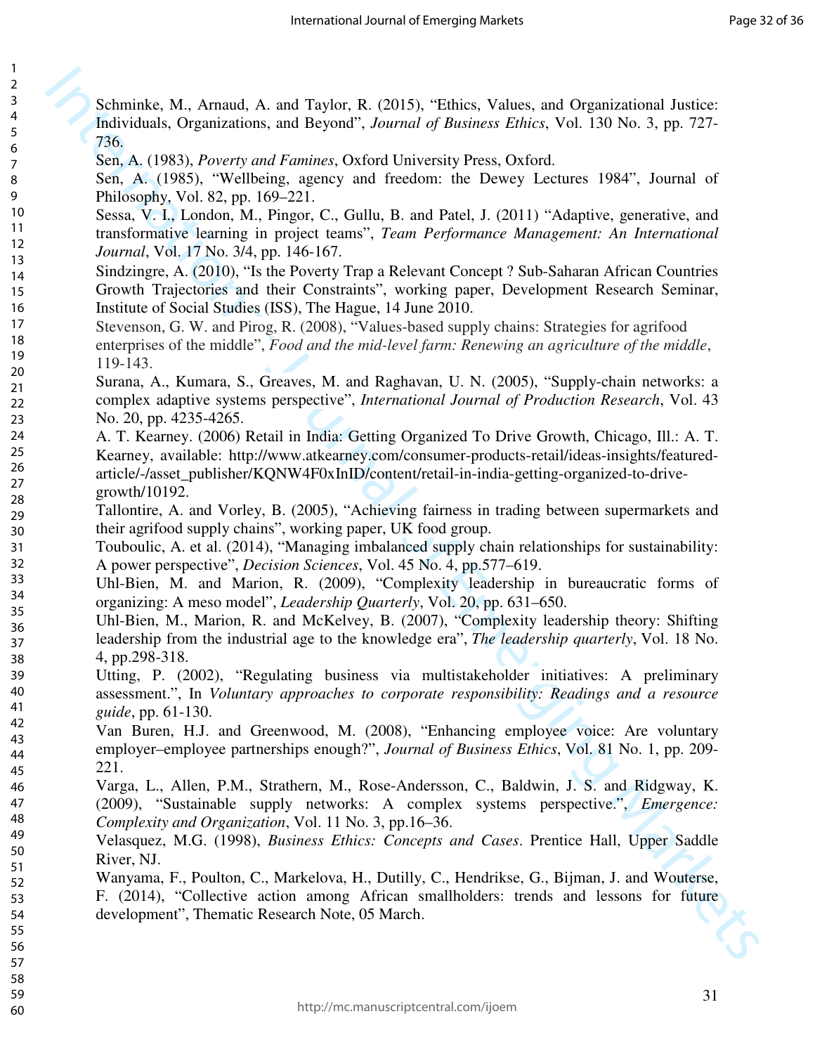Schminke, M., Arnaud, A. and Taylor, R. (2015), "Ethics, Values, and Organizational Justice: Individuals, Organizations, and Beyond", *Journal of Business Ethics*, Vol. 130 No. 3, pp. 727-736.

Sen, A. (1983), *Poverty and Famines*, Oxford University Press, Oxford.

Sen, A. (1985), "Wellbeing, agency and freedom: the Dewey Lectures 1984", Journal of Philosophy, Vol. 82, pp. 169–221.

Sessa, V. I., London, M., Pingor, C., Gullu, B. and Patel, J. (2011) "Adaptive, generative, and transformative learning in project teams", *Team Performance Management: An International Journal*, Vol. 17 No. 3/4, pp. 146-167.

Sindzingre, A. (2010), "Is the Poverty Trap a Relevant Concept ? Sub-Saharan African Countries Growth Trajectories and their Constraints", working paper, Development Research Seminar, Institute of Social Studies (ISS), The Hague, 14 June 2010.

Stevenson, G. W. and Pirog, R. (2008), "Values-based supply chains: Strategies for agrifood enterprises of the middle", *Food and the mid-level farm: Renewing an agriculture of the middle*, 119-143.

Surana, A., Kumara, S., Greaves, M. and Raghavan, U. N. (2005), "Supply-chain networks: a complex adaptive systems perspective", *International Journal of Production Research*, Vol. 43 No. 20, pp. 4235-4265.

A. T. Kearney. (2006) Retail in India: Getting Organized To Drive Growth, Chicago, Ill.: A. T. Kearney, available: http://www.atkearney.com/consumer-products-retail/ideas-insights/featured-article/-/asset_publisher/KQNW4F0xInID/content/retail-in-india-getting-organized-to-drive-growth/10192.

Tallontire, A. and Vorley, B. (2005), "Achieving fairness in trading between supermarkets and their agrifood supply chains", working paper, UK food group.

Touboulic, A. et al. (2014), "Managing imbalanced supply chain relationships for sustainability: A power perspective", *Decision Sciences*, Vol. 45 No. 4, pp.577–619.

Uhl-Bien, M. and Marion, R. (2009), "Complexity leadership in bureaucratic forms of organizing: A meso model", *Leadership Quarterly*, Vol. 20, pp. 631–650.

Uhl-Bien, M., Marion, R. and McKelvey, B. (2007), "Complexity leadership theory: Shifting leadership from the industrial age to the knowledge era", *The leadership quarterly*, Vol. 18 No. 4, pp.298-318.

Utting, P. (2002), "Regulating business via multistakeholder initiatives: A preliminary assessment.", In *Voluntary approaches to corporate responsibility: Readings and a resource guide*, pp. 61-130.

Van Buren, H.J. and Greenwood, M. (2008), "Enhancing employee voice: Are voluntary employer–employee partnerships enough?", *Journal of Business Ethics*, Vol. 81 No. 1, pp. 209-221.

Varga, L., Allen, P.M., Strathern, M., Rose-Andersson, C., Baldwin, J. S. and Ridgway, K. (2009), "Sustainable supply networks: A complex systems perspective.", *Emergence: Complexity and Organization*, Vol. 11 No. 3, pp.16–36.

Velasquez, M.G. (1998), *Business Ethics: Concepts and Cases*. Prentice Hall, Upper Saddle River, NJ.

Wanyama, F., Poulton, C., Markelova, H., Dutilly, C., Hendrikse, G., Bijman, J. and Wouterse, F. (2014), "Collective action among African smallholders: trends and lessons for future development", Thematic Research Note, 05 March.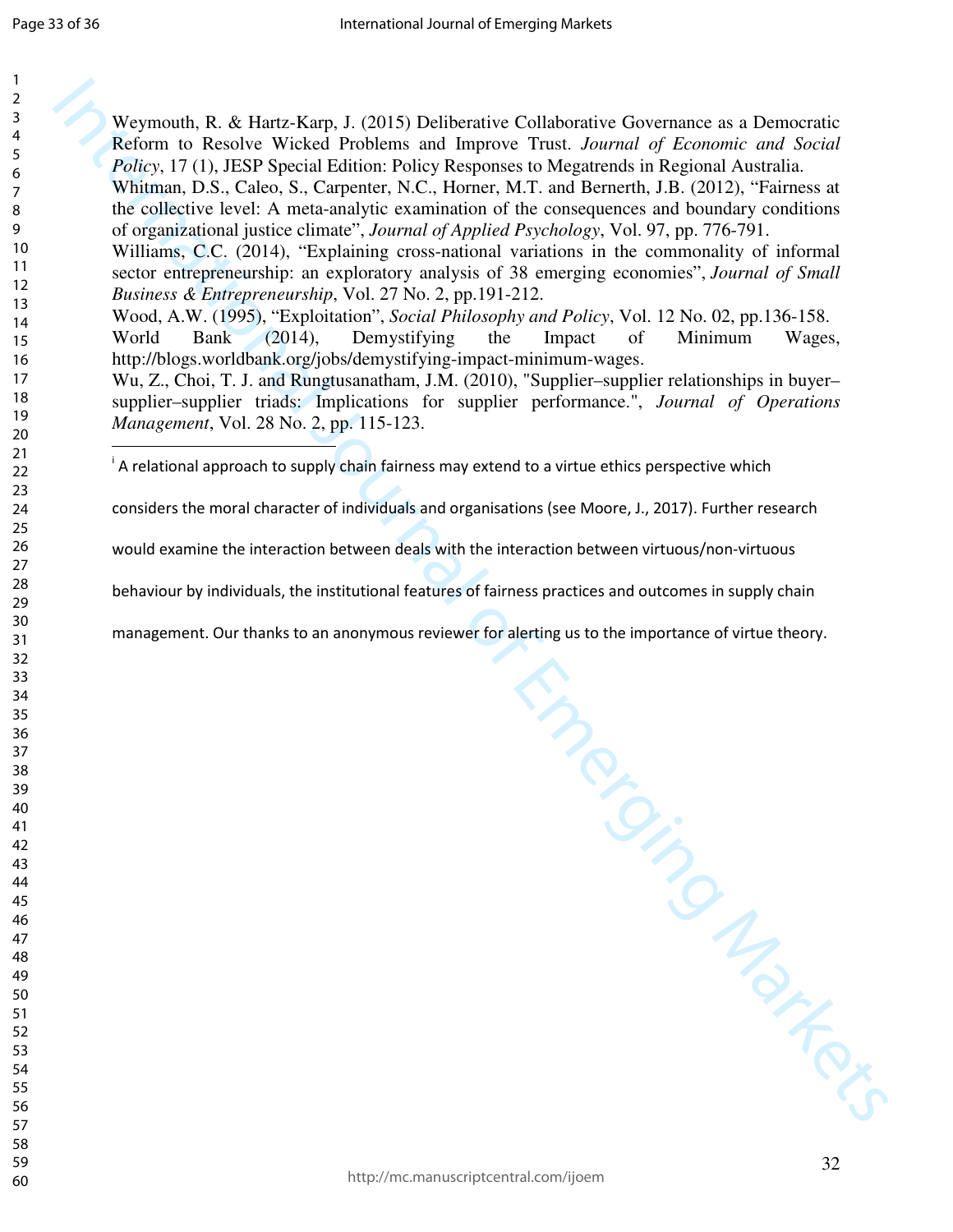Weymouth, R. & Hartz-Karp, J. (2015) Deliberative Collaborative Governance as a Democratic Reform to Resolve Wicked Problems and Improve Trust. *Journal of Economic and Social Policy*, 17 (1), JESP Special Edition: Policy Responses to Megatrends in Regional Australia.

Whitman, D.S., Caleo, S., Carpenter, N.C., Horner, M.T. and Bernerth, J.B. (2012), “Fairness at the collective level: A meta-analytic examination of the consequences and boundary conditions of organizational justice climate”, *Journal of Applied Psychology*, Vol. 97, pp. 776-791.

Williams, C.C. (2014), “Explaining cross-national variations in the commonality of informal sector entrepreneurship: an exploratory analysis of 38 emerging economies”, *Journal of Small Business & Entrepreneurship*, Vol. 27 No. 2, pp.191-212.

Wood, A.W. (1995), “Exploitation”, *Social Philosophy and Policy*, Vol. 12 No. 02, pp.136-158.

World Bank (2014), Demystifying the Impact of Minimum Wages, http://blogs.worldbank.org/jobs/demystifying-impact-minimum-wages.

Wu, Z., Choi, T. J. and Rungtusanatham, J.M. (2010), "Supplier–supplier relationships in buyer–supplier–supplier triads: Implications for supplier performance.", *Journal of Operations Management*, Vol. 28 No. 2, pp. 115-123.

---

[i] A relational approach to supply chain fairness may extend to a virtue ethics perspective which considers the moral character of individuals and organisations (see Moore, J., 2017). Further research would examine the interaction between deals with the interaction between virtuous/non-virtuous behaviour by individuals, the institutional features of fairness practices and outcomes in supply chain management. Our thanks to an anonymous reviewer for alerting us to the importance of virtue theory.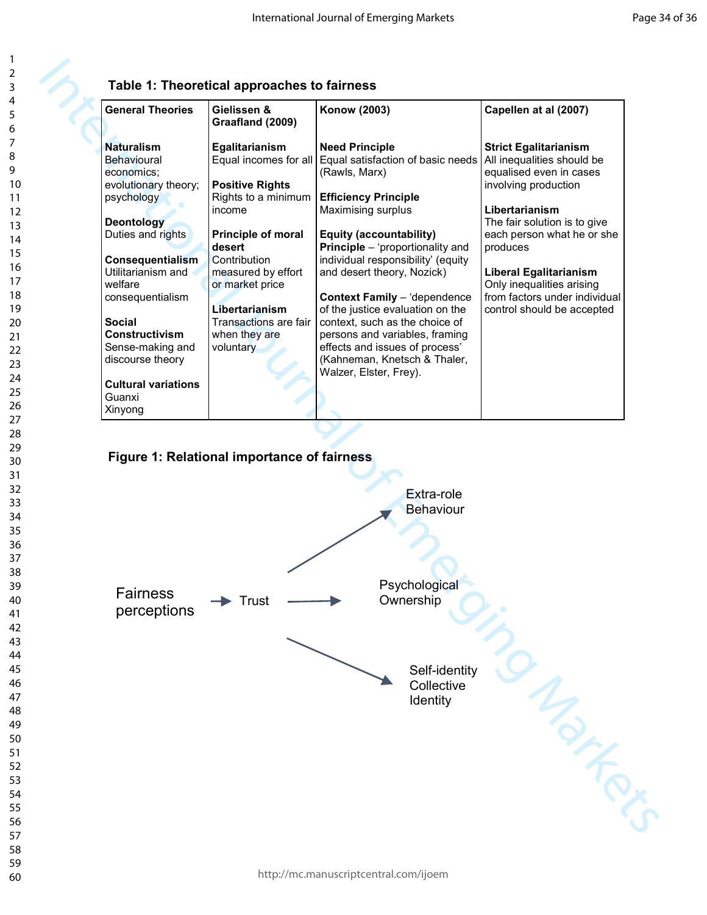**Table 1: Theoretical approaches to fairness**

| General Theories | Gielissen & Graafland (2009) | Konow (2003) | Capellen at al (2007) |
|---|---|---|---|
| **Naturalism** Behavioural economics; evolutionary theory; psychology<br><br>**Deontology** Duties and rights<br><br>**Consequentialism** Utilitarianism and welfare consequentialism<br><br>**Social Constructivism** Sense-making and discourse theory<br><br>**Cultural variations** Guanxi Xinyong | **Egalitarianism** Equal incomes for all<br><br>**Positive Rights** Rights to a minimum income<br><br>**Principle of moral desert** Contribution measured by effort or market price<br><br>**Libertarianism** Transactions are fair when they are voluntary | **Need Principle** Equal satisfaction of basic needs (Rawls, Marx)<br><br>**Efficiency Principle** Maximising surplus<br><br>**Equity (accountability) Principle** – 'proportionality and individual responsibility' (equity and desert theory, Nozick)<br><br>**Context Family** – 'dependence of the justice evaluation on the context, such as the choice of persons and variables, framing effects and issues of process' (Kahneman, Knetsch & Thaler, Walzer, Elster, Frey). | **Strict Egalitarianism** All inequalities should be equalised even in cases involving production<br><br>**Libertarianism** The fair solution is to give each person what he or she produces<br><br>**Liberal Egalitarianism** Only inequalities arising from factors under individual control should be accepted |

**Figure 1: Relational importance of fairness**

Fairness perceptions → Trust → Extra-role Behaviour; Psychological Ownership; Self-identity Collective Identity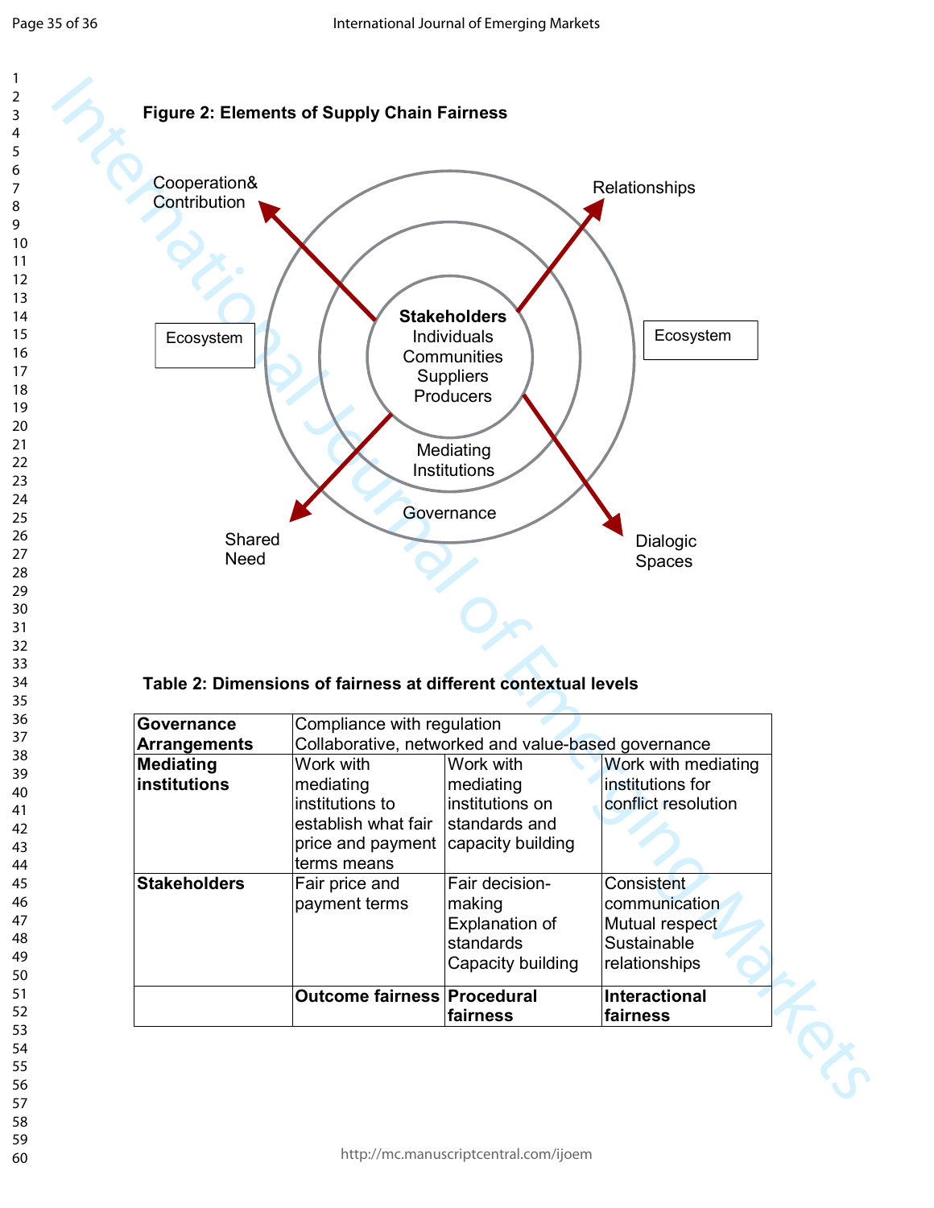**Figure 2: Elements of Supply Chain Fairness**

Cooperation& Contribution

Relationships

Ecosystem

**Stakeholders**
Individuals
Communities
Suppliers
Producers

Ecosystem

Mediating Institutions

Governance

Shared Need

Dialogic Spaces

**Table 2: Dimensions of fairness at different contextual levels**

| | | | |
|---|---|---|---|
| **Governance Arrangements** | Compliance with regulation<br>Collaborative, networked and value-based governance | | |
| **Mediating institutions** | Work with mediating institutions to establish what fair price and payment terms means | Work with mediating institutions on standards and capacity building | Work with mediating institutions for conflict resolution |
| **Stakeholders** | Fair price and payment terms | Fair decision-making<br>Explanation of standards<br>Capacity building | Consistent communication<br>Mutual respect<br>Sustainable relationships |
| | **Outcome fairness** | **Procedural fairness** | **Interactional fairness** |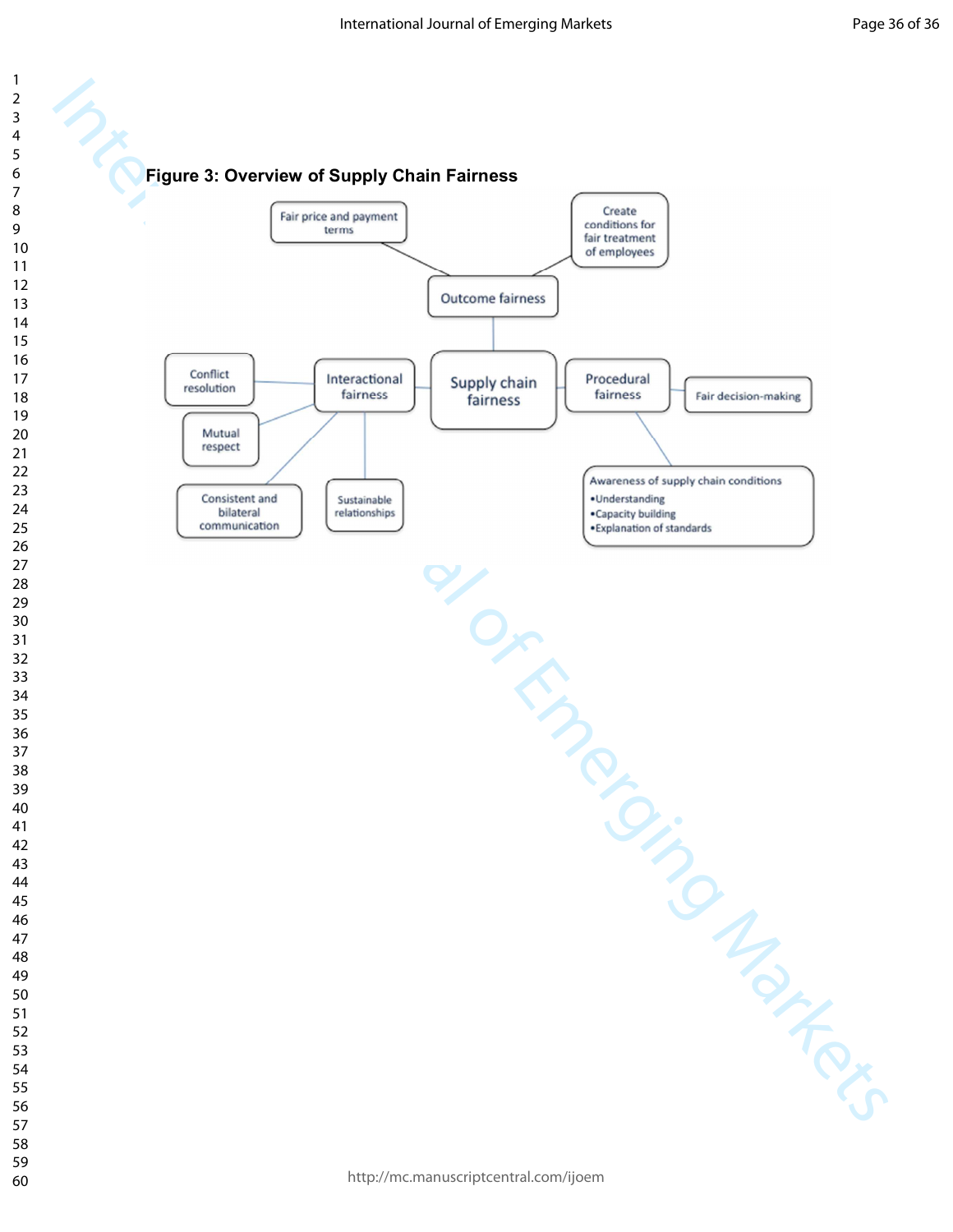**Figure 3: Overview of Supply Chain Fairness**

Fair price and payment terms

Create conditions for fair treatment of employees

Outcome fairness

Conflict resolution

Interactional fairness

Supply chain fairness

Procedural fairness

Fair decision-making

Mutual respect

Consistent and bilateral communication

Sustainable relationships

Awareness of supply chain conditions
- Understanding
- Capacity building
- Explanation of standards